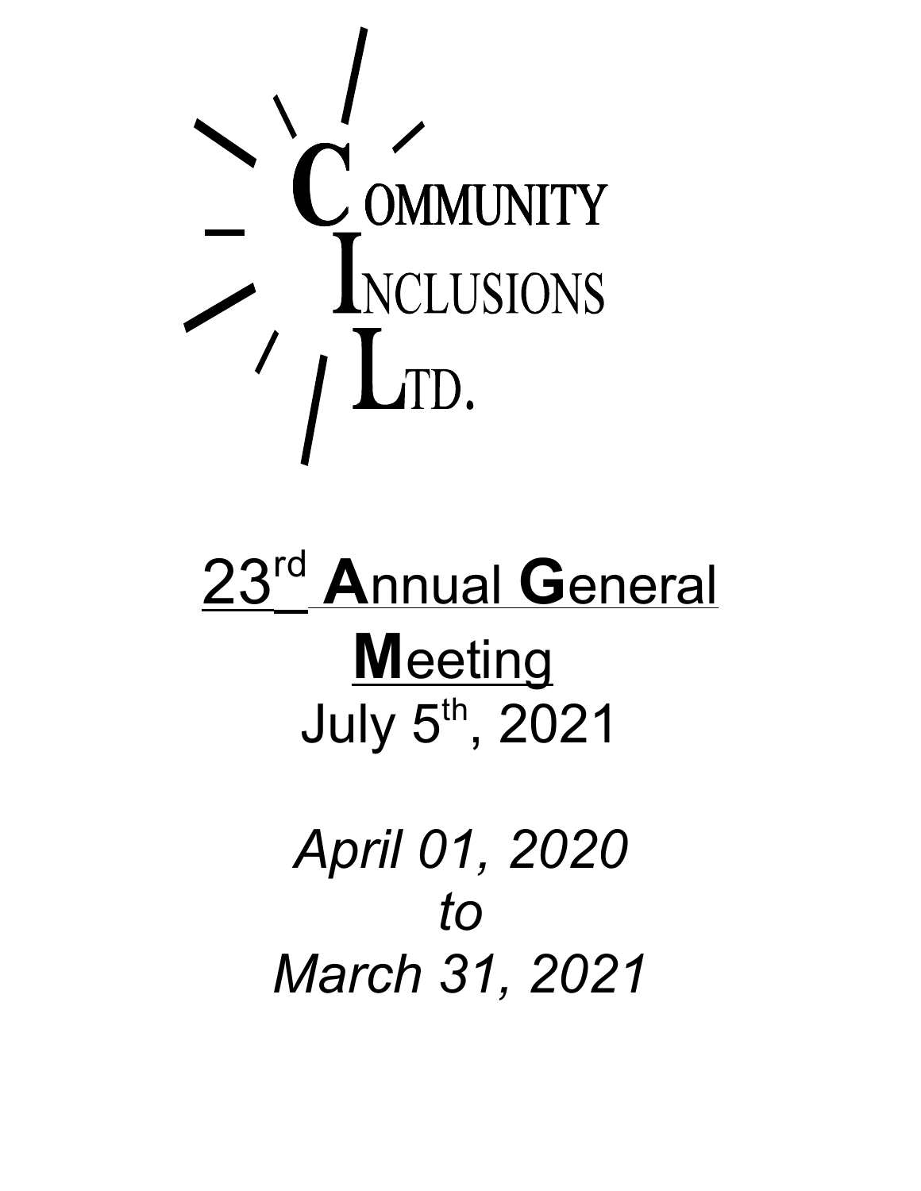COMMUNITY
INCLUSIONS
LTD.

# 23rd Annual General Meeting

July 5th, 2021

*April 01, 2020*
*to*
*March 31, 2021*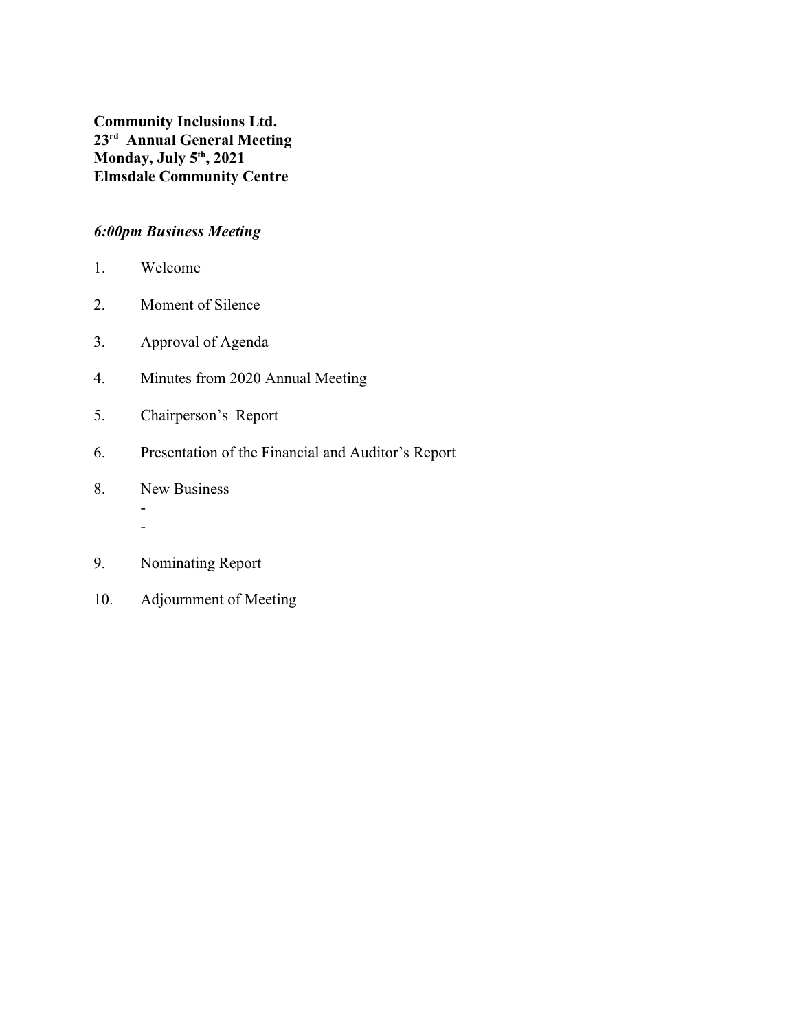**Community Inclusions Ltd.**
**23rd Annual General Meeting**
**Monday, July 5th, 2021**
**Elmsdale Community Centre**

---

***6:00pm Business Meeting***

1. Welcome

2. Moment of Silence

3. Approval of Agenda

4. Minutes from 2020 Annual Meeting

5. Chairperson's Report

6. Presentation of the Financial and Auditor's Report

8. New Business
   -
   -

9. Nominating Report

10. Adjournment of Meeting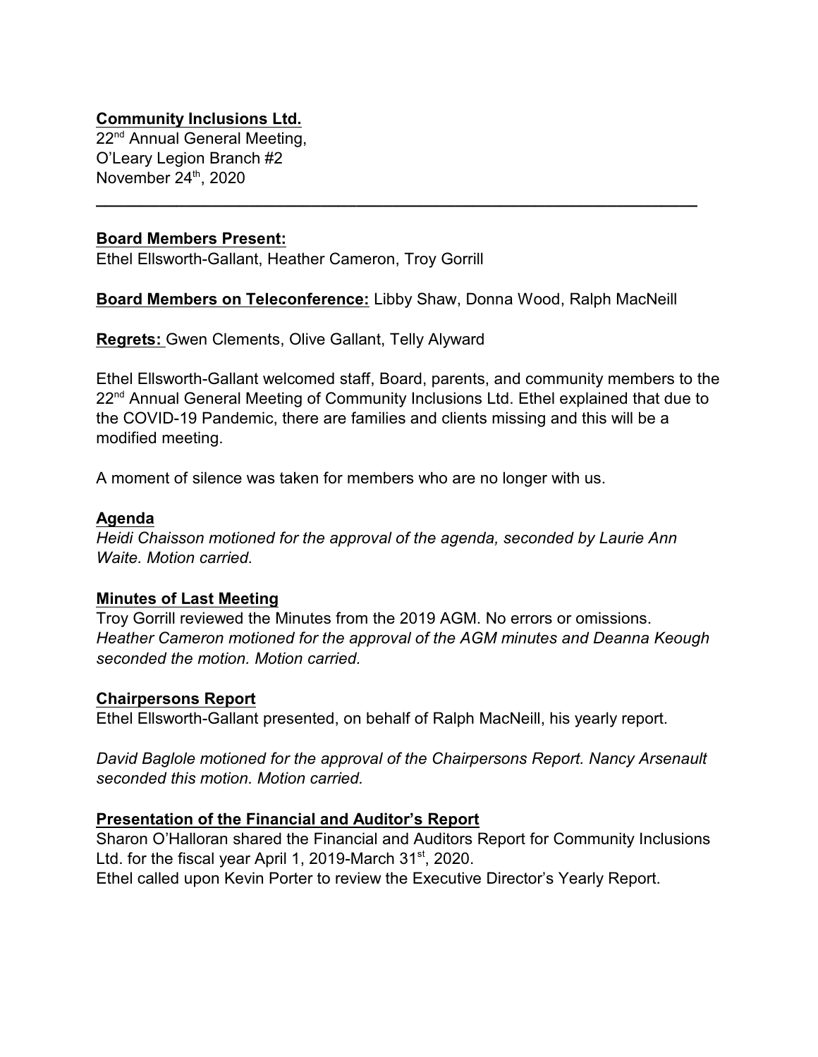**Community Inclusions Ltd.**

22nd Annual General Meeting,
O'Leary Legion Branch #2
November 24th, 2020

---

**Board Members Present:**
Ethel Ellsworth-Gallant, Heather Cameron, Troy Gorrill

**Board Members on Teleconference:** Libby Shaw, Donna Wood, Ralph MacNeill

**Regrets:** Gwen Clements, Olive Gallant, Telly Alyward

Ethel Ellsworth-Gallant welcomed staff, Board, parents, and community members to the 22nd Annual General Meeting of Community Inclusions Ltd. Ethel explained that due to the COVID-19 Pandemic, there are families and clients missing and this will be a modified meeting.

A moment of silence was taken for members who are no longer with us.

**Agenda**

*Heidi Chaisson motioned for the approval of the agenda, seconded by Laurie Ann Waite. Motion carried.*

**Minutes of Last Meeting**

Troy Gorrill reviewed the Minutes from the 2019 AGM. No errors or omissions.
*Heather Cameron motioned for the approval of the AGM minutes and Deanna Keough seconded the motion. Motion carried.*

**Chairpersons Report**

Ethel Ellsworth-Gallant presented, on behalf of Ralph MacNeill, his yearly report.

*David Baglole motioned for the approval of the Chairpersons Report. Nancy Arsenault seconded this motion. Motion carried.*

**Presentation of the Financial and Auditor's Report**

Sharon O'Halloran shared the Financial and Auditors Report for Community Inclusions Ltd. for the fiscal year April 1, 2019-March 31st, 2020.
Ethel called upon Kevin Porter to review the Executive Director's Yearly Report.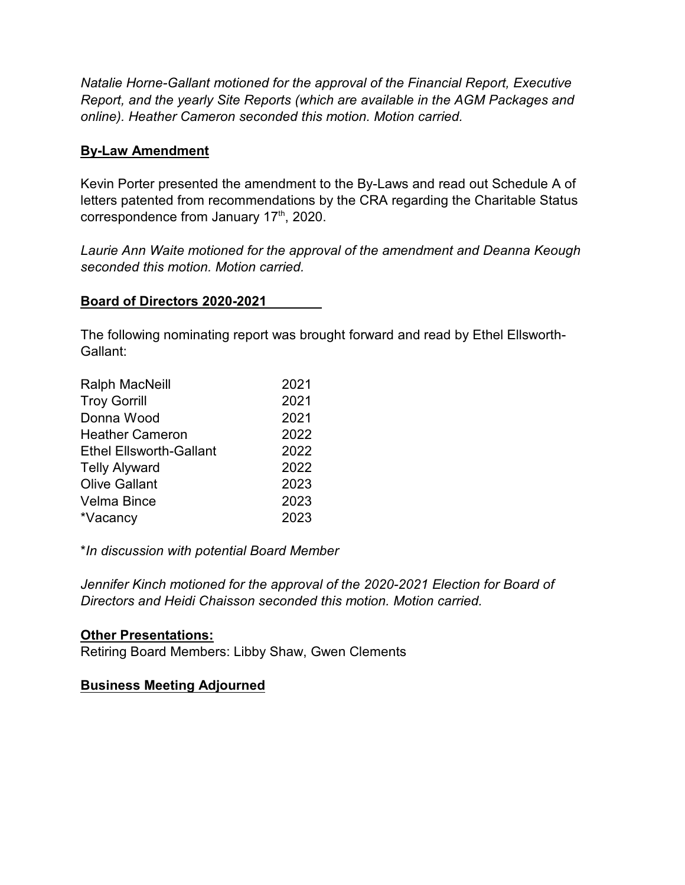*Natalie Horne-Gallant motioned for the approval of the Financial Report, Executive Report, and the yearly Site Reports (which are available in the AGM Packages and online). Heather Cameron seconded this motion. Motion carried.*

**By-Law Amendment**

Kevin Porter presented the amendment to the By-Laws and read out Schedule A of letters patented from recommendations by the CRA regarding the Charitable Status correspondence from January 17th, 2020.

*Laurie Ann Waite motioned for the approval of the amendment and Deanna Keough seconded this motion. Motion carried.*

**Board of Directors 2020-2021**

The following nominating report was brought forward and read by Ethel Ellsworth-Gallant:

| | |
|---|---|
| Ralph MacNeill | 2021 |
| Troy Gorrill | 2021 |
| Donna Wood | 2021 |
| Heather Cameron | 2022 |
| Ethel Ellsworth-Gallant | 2022 |
| Telly Alyward | 2022 |
| Olive Gallant | 2023 |
| Velma Bince | 2023 |
| *Vacancy | 2023 |

\**In discussion with potential Board Member*

*Jennifer Kinch motioned for the approval of the 2020-2021 Election for Board of Directors and Heidi Chaisson seconded this motion. Motion carried.*

**Other Presentations:**

Retiring Board Members: Libby Shaw, Gwen Clements

**Business Meeting Adjourned**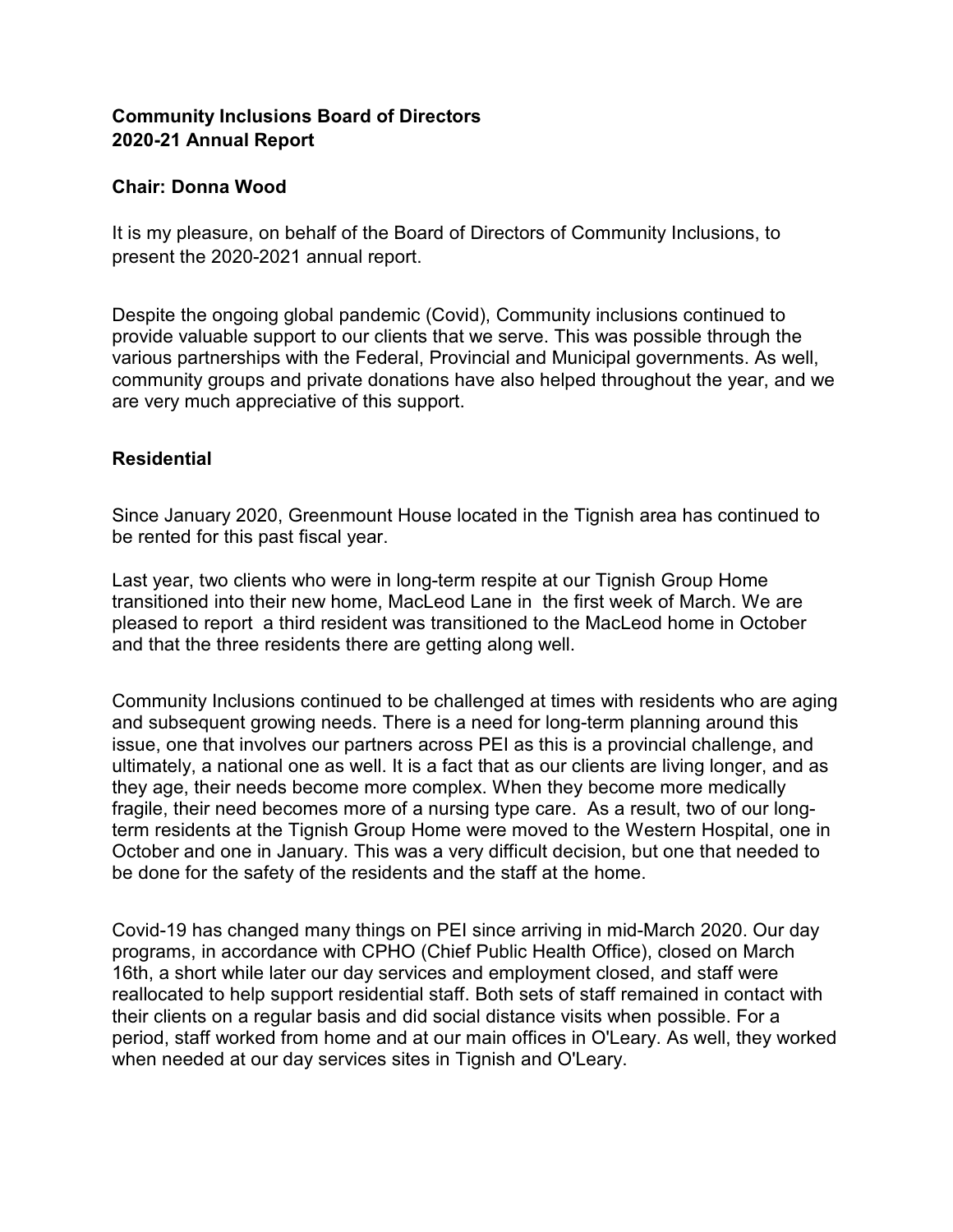**Community Inclusions Board of Directors**
**2020-21 Annual Report**

**Chair: Donna Wood**

It is my pleasure, on behalf of the Board of Directors of Community Inclusions, to present the 2020-2021 annual report.

Despite the ongoing global pandemic (Covid), Community inclusions continued to provide valuable support to our clients that we serve. This was possible through the various partnerships with the Federal, Provincial and Municipal governments. As well, community groups and private donations have also helped throughout the year, and we are very much appreciative of this support.

**Residential**

Since January 2020, Greenmount House located in the Tignish area has continued to be rented for this past fiscal year.

Last year, two clients who were in long-term respite at our Tignish Group Home transitioned into their new home, MacLeod Lane in the first week of March. We are pleased to report a third resident was transitioned to the MacLeod home in October and that the three residents there are getting along well.

Community Inclusions continued to be challenged at times with residents who are aging and subsequent growing needs. There is a need for long-term planning around this issue, one that involves our partners across PEI as this is a provincial challenge, and ultimately, a national one as well. It is a fact that as our clients are living longer, and as they age, their needs become more complex. When they become more medically fragile, their need becomes more of a nursing type care. As a result, two of our long-term residents at the Tignish Group Home were moved to the Western Hospital, one in October and one in January. This was a very difficult decision, but one that needed to be done for the safety of the residents and the staff at the home.

Covid-19 has changed many things on PEI since arriving in mid-March 2020. Our day programs, in accordance with CPHO (Chief Public Health Office), closed on March 16th, a short while later our day services and employment closed, and staff were reallocated to help support residential staff. Both sets of staff remained in contact with their clients on a regular basis and did social distance visits when possible. For a period, staff worked from home and at our main offices in O'Leary. As well, they worked when needed at our day services sites in Tignish and O'Leary.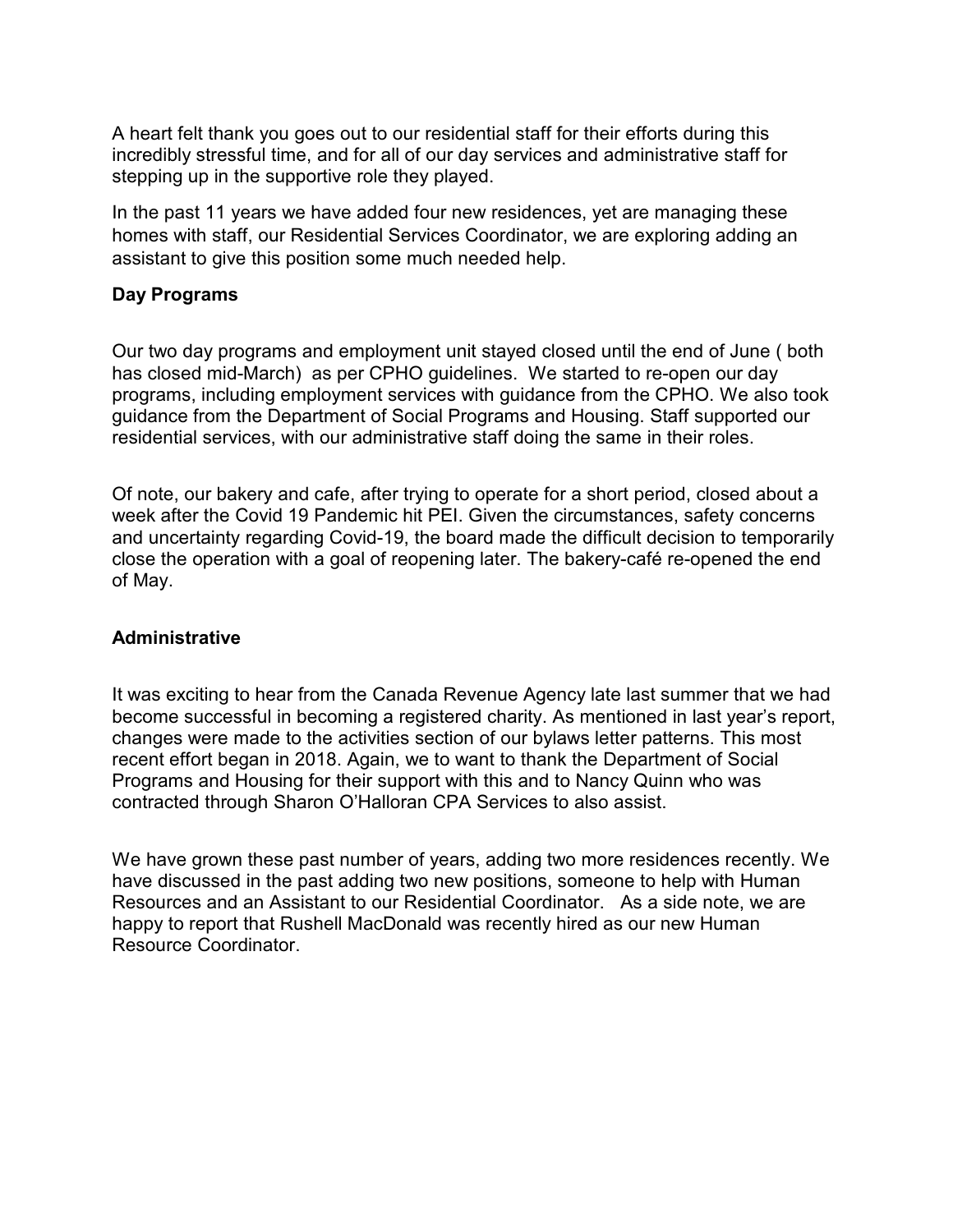A heart felt thank you goes out to our residential staff for their efforts during this incredibly stressful time, and for all of our day services and administrative staff for stepping up in the supportive role they played.

In the past 11 years we have added four new residences, yet are managing these homes with staff, our Residential Services Coordinator, we are exploring adding an assistant to give this position some much needed help.

**Day Programs**

Our two day programs and employment unit stayed closed until the end of June ( both has closed mid-March) as per CPHO guidelines. We started to re-open our day programs, including employment services with guidance from the CPHO. We also took guidance from the Department of Social Programs and Housing. Staff supported our residential services, with our administrative staff doing the same in their roles.

Of note, our bakery and cafe, after trying to operate for a short period, closed about a week after the Covid 19 Pandemic hit PEI. Given the circumstances, safety concerns and uncertainty regarding Covid-19, the board made the difficult decision to temporarily close the operation with a goal of reopening later. The bakery-café re-opened the end of May.

**Administrative**

It was exciting to hear from the Canada Revenue Agency late last summer that we had become successful in becoming a registered charity. As mentioned in last year's report, changes were made to the activities section of our bylaws letter patterns. This most recent effort began in 2018. Again, we to want to thank the Department of Social Programs and Housing for their support with this and to Nancy Quinn who was contracted through Sharon O'Halloran CPA Services to also assist.

We have grown these past number of years, adding two more residences recently. We have discussed in the past adding two new positions, someone to help with Human Resources and an Assistant to our Residential Coordinator. As a side note, we are happy to report that Rushell MacDonald was recently hired as our new Human Resource Coordinator.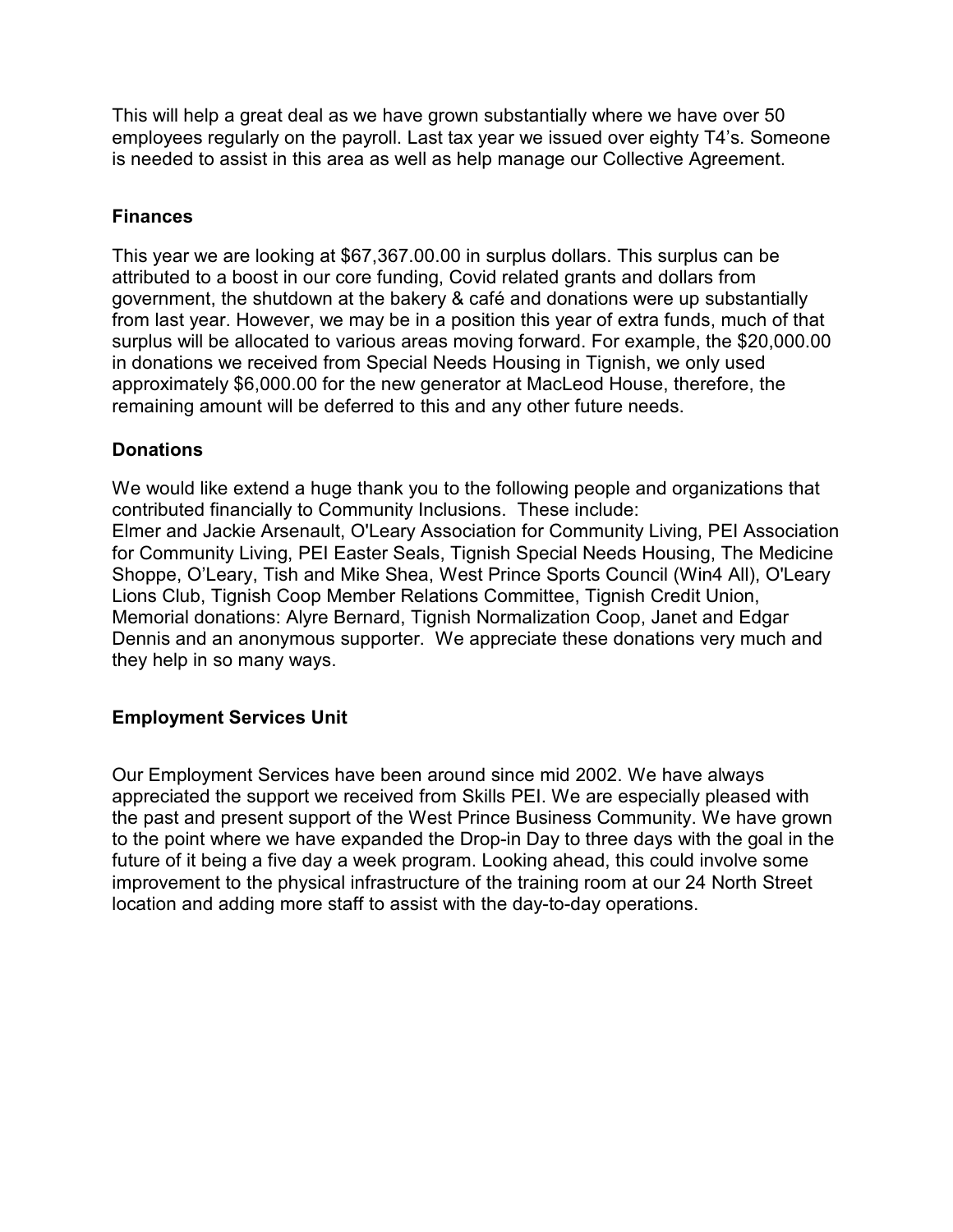This will help a great deal as we have grown substantially where we have over 50 employees regularly on the payroll. Last tax year we issued over eighty T4's. Someone is needed to assist in this area as well as help manage our Collective Agreement.

**Finances**

This year we are looking at $67,367.00.00 in surplus dollars. This surplus can be attributed to a boost in our core funding, Covid related grants and dollars from government, the shutdown at the bakery & café and donations were up substantially from last year. However, we may be in a position this year of extra funds, much of that surplus will be allocated to various areas moving forward. For example, the $20,000.00 in donations we received from Special Needs Housing in Tignish, we only used approximately $6,000.00 for the new generator at MacLeod House, therefore, the remaining amount will be deferred to this and any other future needs.

**Donations**

We would like extend a huge thank you to the following people and organizations that contributed financially to Community Inclusions. These include:
Elmer and Jackie Arsenault, O'Leary Association for Community Living, PEI Association for Community Living, PEI Easter Seals, Tignish Special Needs Housing, The Medicine Shoppe, O'Leary, Tish and Mike Shea, West Prince Sports Council (Win4 All), O'Leary Lions Club, Tignish Coop Member Relations Committee, Tignish Credit Union, Memorial donations: Alyre Bernard, Tignish Normalization Coop, Janet and Edgar Dennis and an anonymous supporter. We appreciate these donations very much and they help in so many ways.

**Employment Services Unit**

Our Employment Services have been around since mid 2002. We have always appreciated the support we received from Skills PEI. We are especially pleased with the past and present support of the West Prince Business Community. We have grown to the point where we have expanded the Drop-in Day to three days with the goal in the future of it being a five day a week program. Looking ahead, this could involve some improvement to the physical infrastructure of the training room at our 24 North Street location and adding more staff to assist with the day-to-day operations.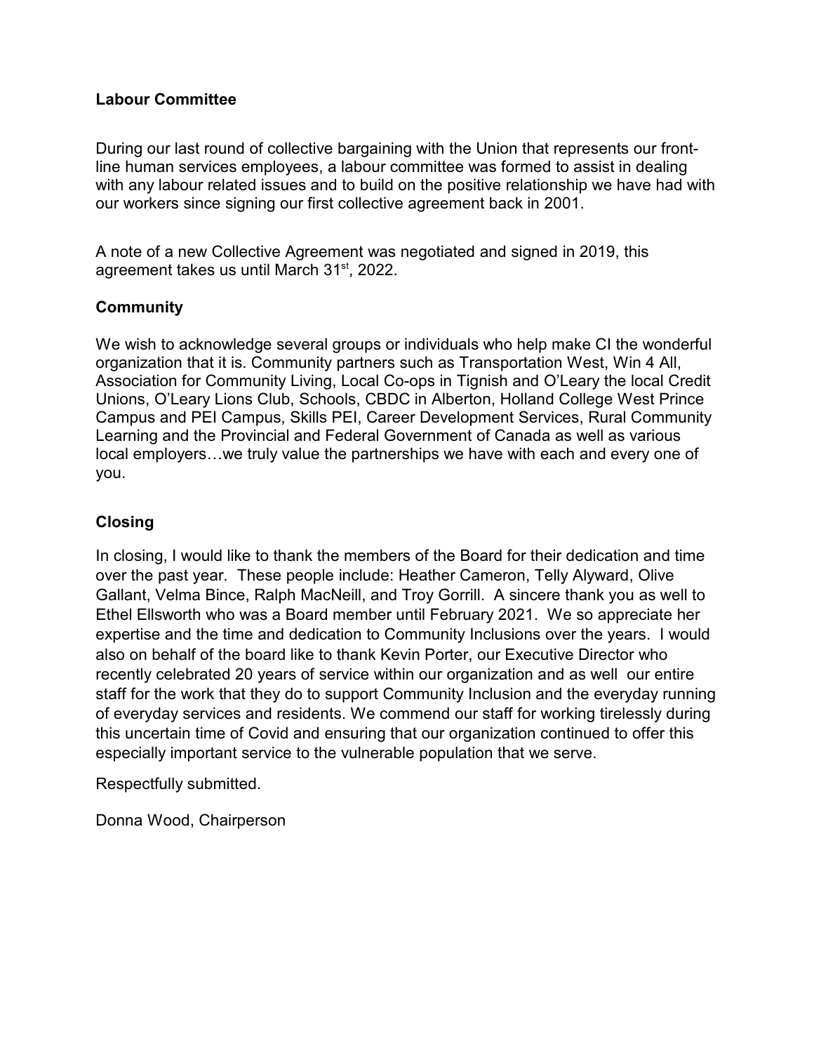## Labour Committee

During our last round of collective bargaining with the Union that represents our front-line human services employees, a labour committee was formed to assist in dealing with any labour related issues and to build on the positive relationship we have had with our workers since signing our first collective agreement back in 2001.

A note of a new Collective Agreement was negotiated and signed in 2019, this agreement takes us until March 31st, 2022.

## Community

We wish to acknowledge several groups or individuals who help make CI the wonderful organization that it is. Community partners such as Transportation West, Win 4 All, Association for Community Living, Local Co-ops in Tignish and O'Leary the local Credit Unions, O'Leary Lions Club, Schools, CBDC in Alberton, Holland College West Prince Campus and PEI Campus, Skills PEI, Career Development Services, Rural Community Learning and the Provincial and Federal Government of Canada as well as various local employers…we truly value the partnerships we have with each and every one of you.

## Closing

In closing, I would like to thank the members of the Board for their dedication and time over the past year. These people include: Heather Cameron, Telly Alyward, Olive Gallant, Velma Bince, Ralph MacNeill, and Troy Gorrill. A sincere thank you as well to Ethel Ellsworth who was a Board member until February 2021. We so appreciate her expertise and the time and dedication to Community Inclusions over the years. I would also on behalf of the board like to thank Kevin Porter, our Executive Director who recently celebrated 20 years of service within our organization and as well our entire staff for the work that they do to support Community Inclusion and the everyday running of everyday services and residents. We commend our staff for working tirelessly during this uncertain time of Covid and ensuring that our organization continued to offer this especially important service to the vulnerable population that we serve.

Respectfully submitted.

Donna Wood, Chairperson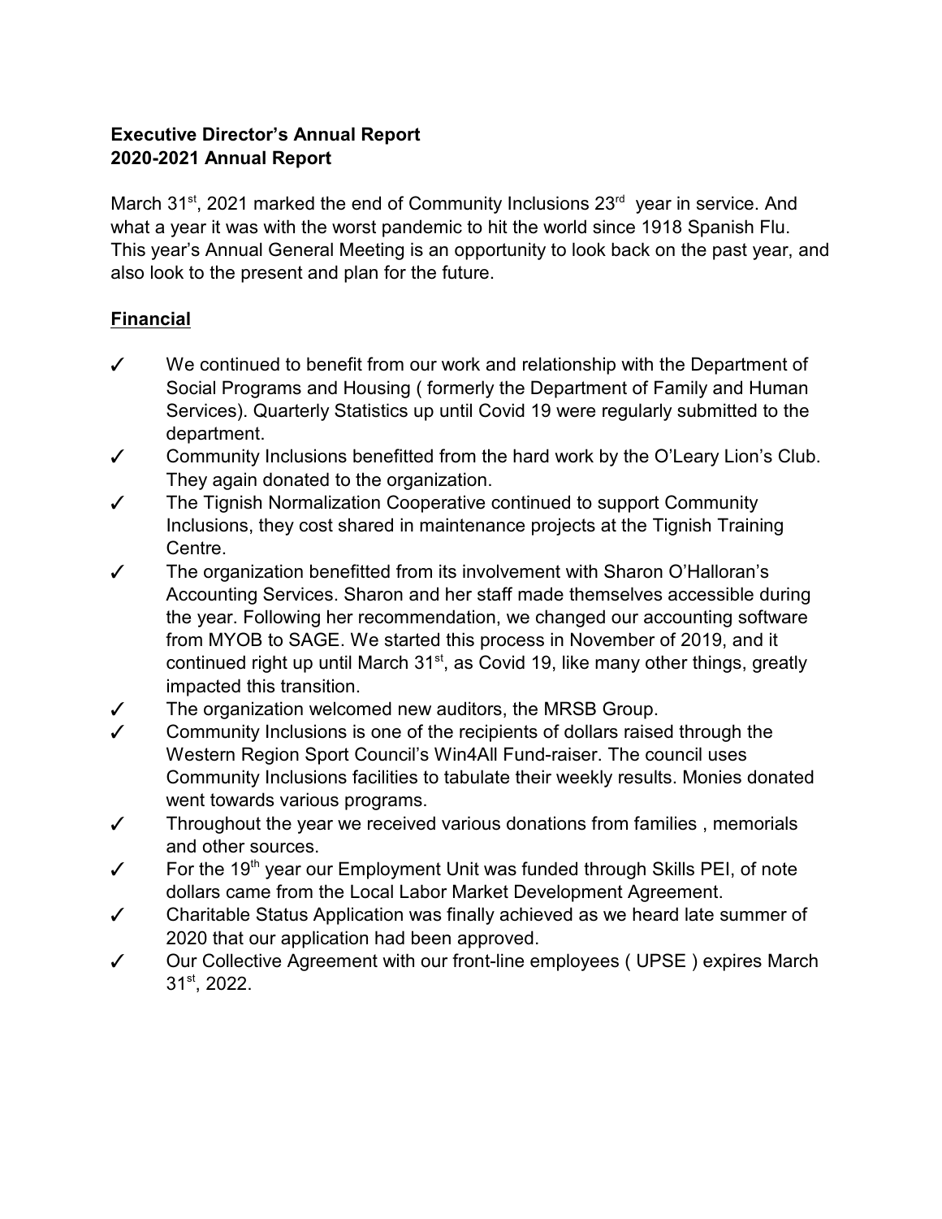**Executive Director's Annual Report**
**2020-2021 Annual Report**

March 31st, 2021 marked the end of Community Inclusions 23rd year in service. And what a year it was with the worst pandemic to hit the world since 1918 Spanish Flu. This year's Annual General Meeting is an opportunity to look back on the past year, and also look to the present and plan for the future.

## Financial

- ✓ We continued to benefit from our work and relationship with the Department of Social Programs and Housing ( formerly the Department of Family and Human Services). Quarterly Statistics up until Covid 19 were regularly submitted to the department.
- ✓ Community Inclusions benefitted from the hard work by the O'Leary Lion's Club. They again donated to the organization.
- ✓ The Tignish Normalization Cooperative continued to support Community Inclusions, they cost shared in maintenance projects at the Tignish Training Centre.
- ✓ The organization benefitted from its involvement with Sharon O'Halloran's Accounting Services. Sharon and her staff made themselves accessible during the year. Following her recommendation, we changed our accounting software from MYOB to SAGE. We started this process in November of 2019, and it continued right up until March 31st, as Covid 19, like many other things, greatly impacted this transition.
- ✓ The organization welcomed new auditors, the MRSB Group.
- ✓ Community Inclusions is one of the recipients of dollars raised through the Western Region Sport Council's Win4All Fund-raiser. The council uses Community Inclusions facilities to tabulate their weekly results. Monies donated went towards various programs.
- ✓ Throughout the year we received various donations from families , memorials and other sources.
- ✓ For the 19th year our Employment Unit was funded through Skills PEI, of note dollars came from the Local Labor Market Development Agreement.
- ✓ Charitable Status Application was finally achieved as we heard late summer of 2020 that our application had been approved.
- ✓ Our Collective Agreement with our front-line employees ( UPSE ) expires March 31st, 2022.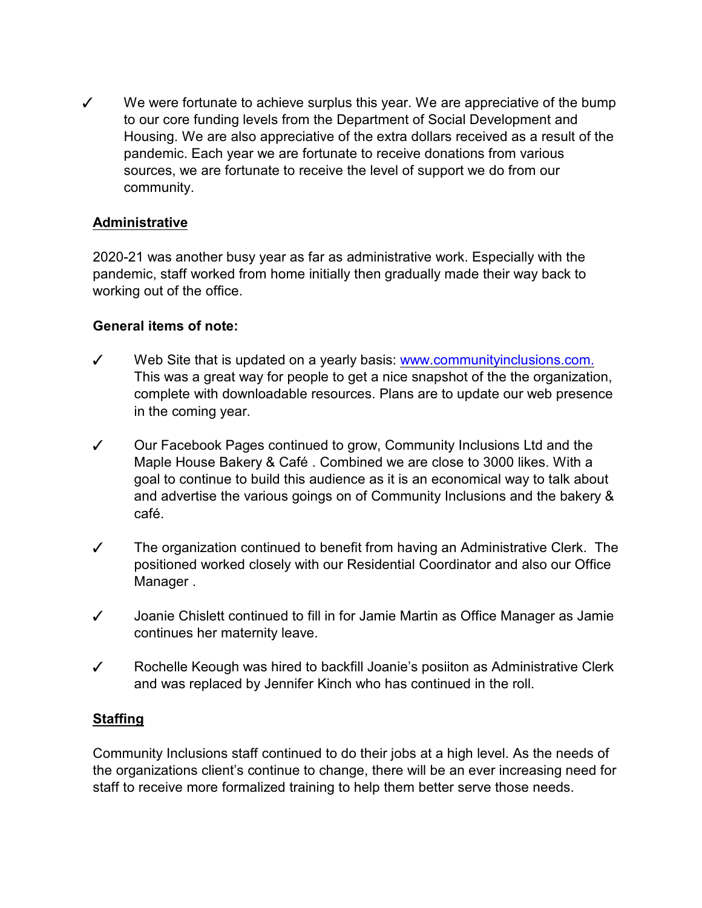✓ We were fortunate to achieve surplus this year. We are appreciative of the bump to our core funding levels from the Department of Social Development and Housing. We are also appreciative of the extra dollars received as a result of the pandemic. Each year we are fortunate to receive donations from various sources, we are fortunate to receive the level of support we do from our community.

## Administrative

2020-21 was another busy year as far as administrative work. Especially with the pandemic, staff worked from home initially then gradually made their way back to working out of the office.

**General items of note:**

✓ Web Site that is updated on a yearly basis: www.communityinclusions.com. This was a great way for people to get a nice snapshot of the the organization, complete with downloadable resources. Plans are to update our web presence in the coming year.

✓ Our Facebook Pages continued to grow, Community Inclusions Ltd and the Maple House Bakery & Café . Combined we are close to 3000 likes. With a goal to continue to build this audience as it is an economical way to talk about and advertise the various goings on of Community Inclusions and the bakery & café.

✓ The organization continued to benefit from having an Administrative Clerk. The positioned worked closely with our Residential Coordinator and also our Office Manager .

✓ Joanie Chislett continued to fill in for Jamie Martin as Office Manager as Jamie continues her maternity leave.

✓ Rochelle Keough was hired to backfill Joanie's posiiton as Administrative Clerk and was replaced by Jennifer Kinch who has continued in the roll.

## Staffing

Community Inclusions staff continued to do their jobs at a high level. As the needs of the organizations client's continue to change, there will be an ever increasing need for staff to receive more formalized training to help them better serve those needs.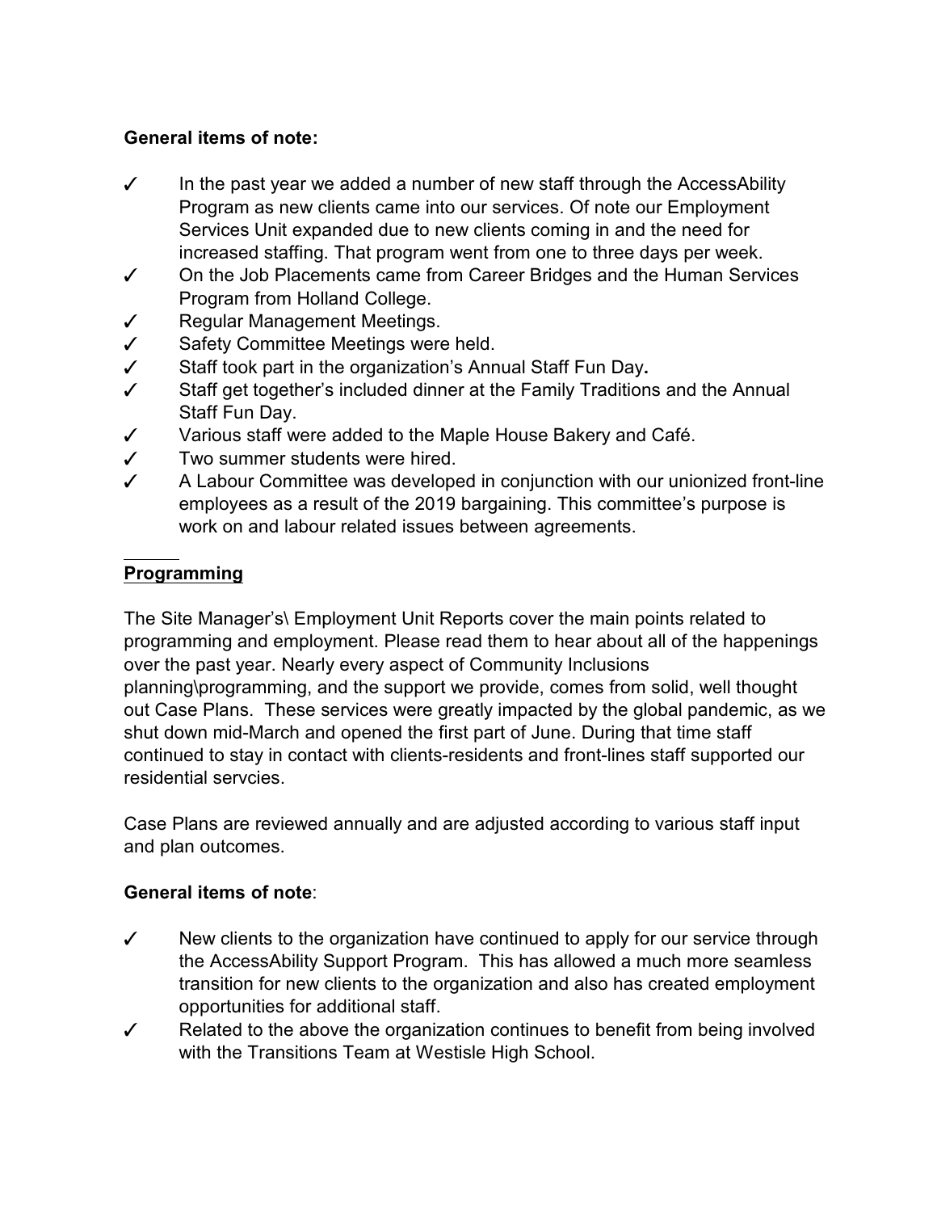**General items of note:**

- ✓ In the past year we added a number of new staff through the AccessAbility Program as new clients came into our services. Of note our Employment Services Unit expanded due to new clients coming in and the need for increased staffing. That program went from one to three days per week.
- ✓ On the Job Placements came from Career Bridges and the Human Services Program from Holland College.
- ✓ Regular Management Meetings.
- ✓ Safety Committee Meetings were held.
- ✓ Staff took part in the organization's Annual Staff Fun Day**.**
- ✓ Staff get together's included dinner at the Family Traditions and the Annual Staff Fun Day.
- ✓ Various staff were added to the Maple House Bakery and Café.
- ✓ Two summer students were hired.
- ✓ A Labour Committee was developed in conjunction with our unionized front-line employees as a result of the 2019 bargaining. This committee's purpose is work on and labour related issues between agreements.

## Programming

The Site Manager's\ Employment Unit Reports cover the main points related to programming and employment. Please read them to hear about all of the happenings over the past year. Nearly every aspect of Community Inclusions planning\programming, and the support we provide, comes from solid, well thought out Case Plans. These services were greatly impacted by the global pandemic, as we shut down mid-March and opened the first part of June. During that time staff continued to stay in contact with clients-residents and front-lines staff supported our residential servcies.

Case Plans are reviewed annually and are adjusted according to various staff input and plan outcomes.

**General items of note**:

- ✓ New clients to the organization have continued to apply for our service through the AccessAbility Support Program. This has allowed a much more seamless transition for new clients to the organization and also has created employment opportunities for additional staff.
- ✓ Related to the above the organization continues to benefit from being involved with the Transitions Team at Westisle High School.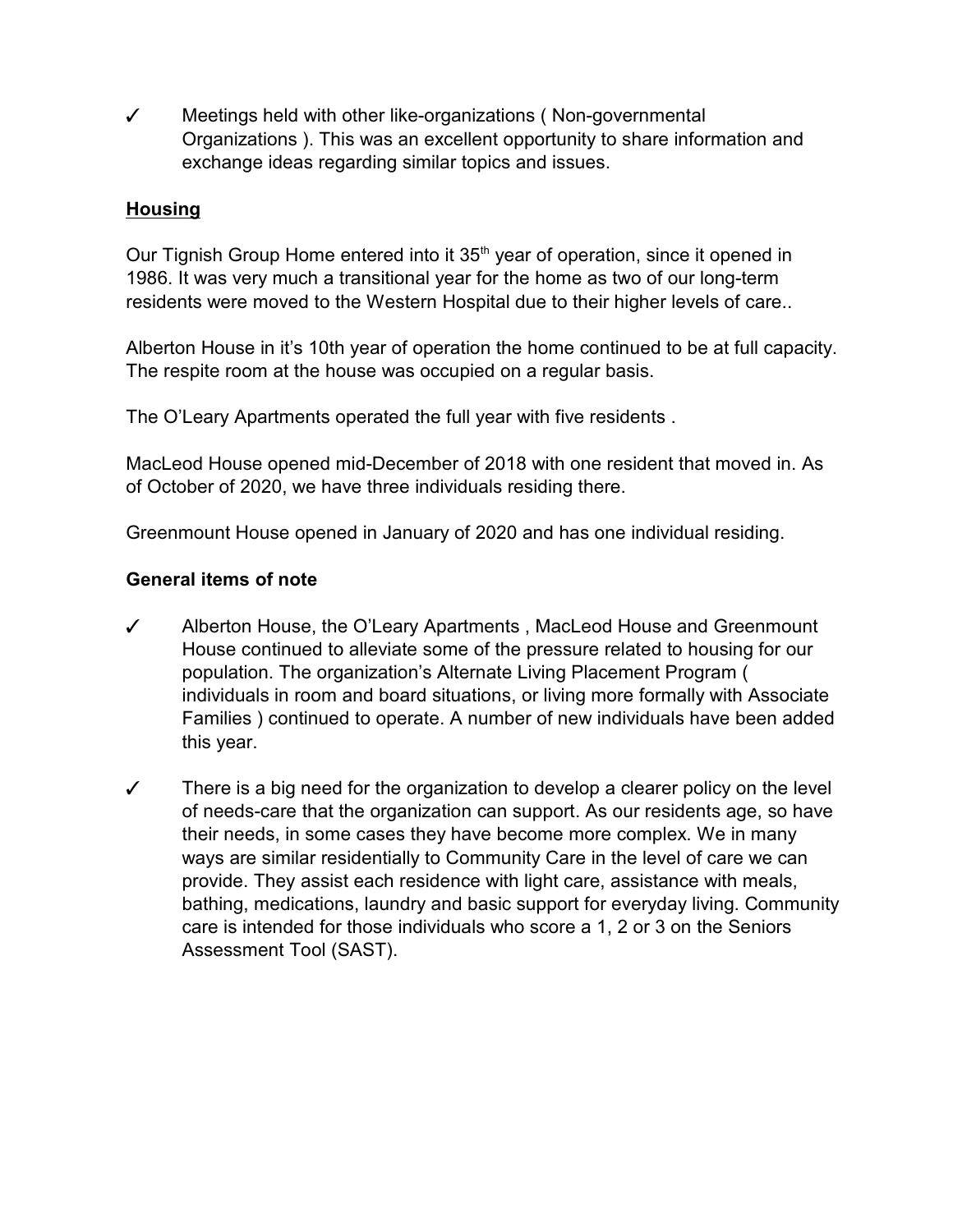✓ Meetings held with other like-organizations ( Non-governmental Organizations ). This was an excellent opportunity to share information and exchange ideas regarding similar topics and issues.

## Housing

Our Tignish Group Home entered into it 35th year of operation, since it opened in 1986. It was very much a transitional year for the home as two of our long-term residents were moved to the Western Hospital due to their higher levels of care..

Alberton House in it's 10th year of operation the home continued to be at full capacity. The respite room at the house was occupied on a regular basis.

The O'Leary Apartments operated the full year with five residents .

MacLeod House opened mid-December of 2018 with one resident that moved in. As of October of 2020, we have three individuals residing there.

Greenmount House opened in January of 2020 and has one individual residing.

**General items of note**

✓ Alberton House, the O'Leary Apartments , MacLeod House and Greenmount House continued to alleviate some of the pressure related to housing for our population. The organization's Alternate Living Placement Program ( individuals in room and board situations, or living more formally with Associate Families ) continued to operate. A number of new individuals have been added this year.

✓ There is a big need for the organization to develop a clearer policy on the level of needs-care that the organization can support. As our residents age, so have their needs, in some cases they have become more complex. We in many ways are similar residentially to Community Care in the level of care we can provide. They assist each residence with light care, assistance with meals, bathing, medications, laundry and basic support for everyday living. Community care is intended for those individuals who score a 1, 2 or 3 on the Seniors Assessment Tool (SAST).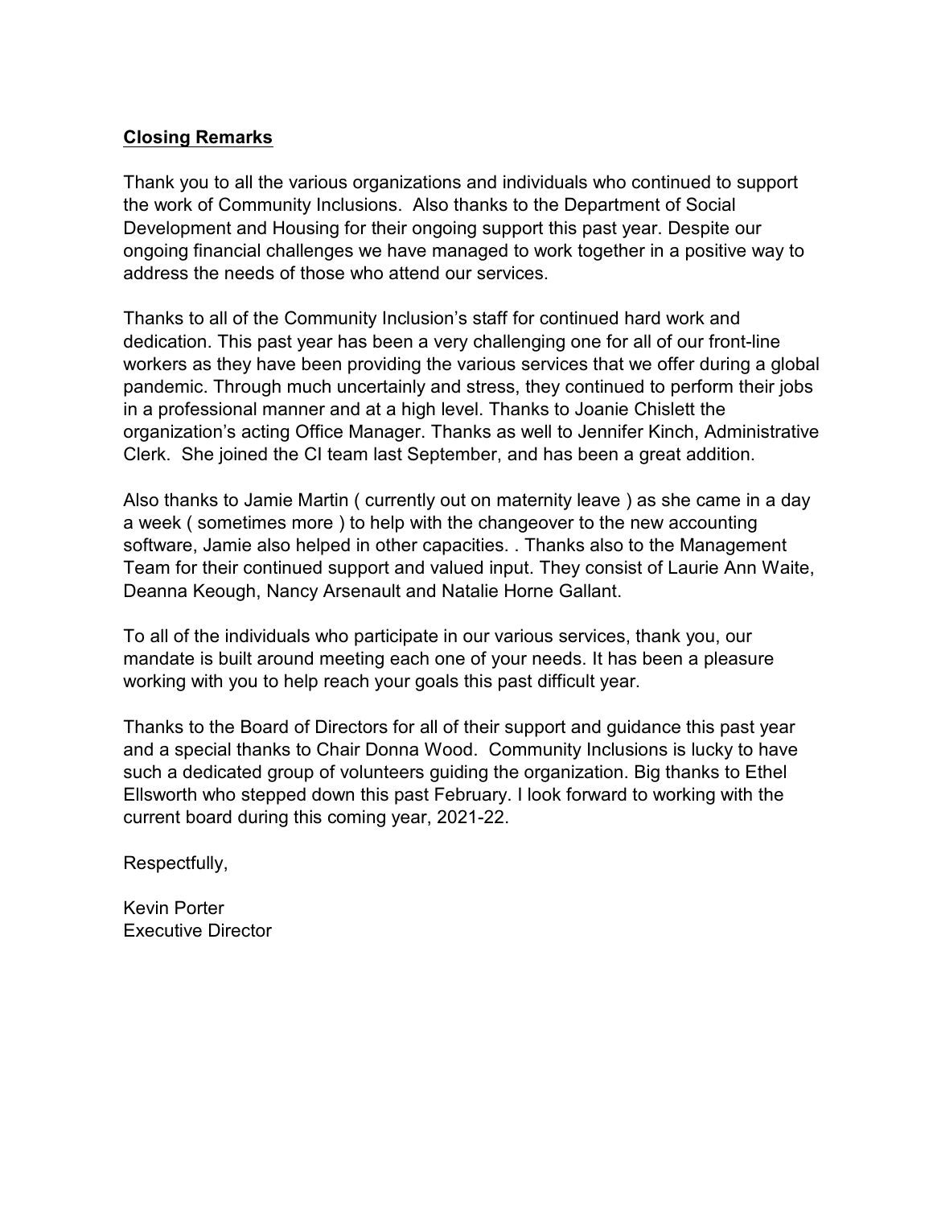**<u>Closing Remarks</u>**

Thank you to all the various organizations and individuals who continued to support the work of Community Inclusions.  Also thanks to the Department of Social Development and Housing for their ongoing support this past year. Despite our ongoing financial challenges we have managed to work together in a positive way to address the needs of those who attend our services.

Thanks to all of the Community Inclusion's staff for continued hard work and dedication. This past year has been a very challenging one for all of our front-line workers as they have been providing the various services that we offer during a global pandemic. Through much uncertainly and stress, they continued to perform their jobs in a professional manner and at a high level. Thanks to Joanie Chislett the organization's acting Office Manager. Thanks as well to Jennifer Kinch, Administrative Clerk.  She joined the CI team last September, and has been a great addition.

Also thanks to Jamie Martin ( currently out on maternity leave ) as she came in a day a week ( sometimes more ) to help with the changeover to the new accounting software, Jamie also helped in other capacities. . Thanks also to the Management Team for their continued support and valued input. They consist of Laurie Ann Waite, Deanna Keough, Nancy Arsenault and Natalie Horne Gallant.

To all of the individuals who participate in our various services, thank you, our mandate is built around meeting each one of your needs. It has been a pleasure working with you to help reach your goals this past difficult year.

Thanks to the Board of Directors for all of their support and guidance this past year and a special thanks to Chair Donna Wood.  Community Inclusions is lucky to have such a dedicated group of volunteers guiding the organization. Big thanks to Ethel Ellsworth who stepped down this past February. I look forward to working with the current board during this coming year, 2021-22.

Respectfully,

Kevin Porter  
Executive Director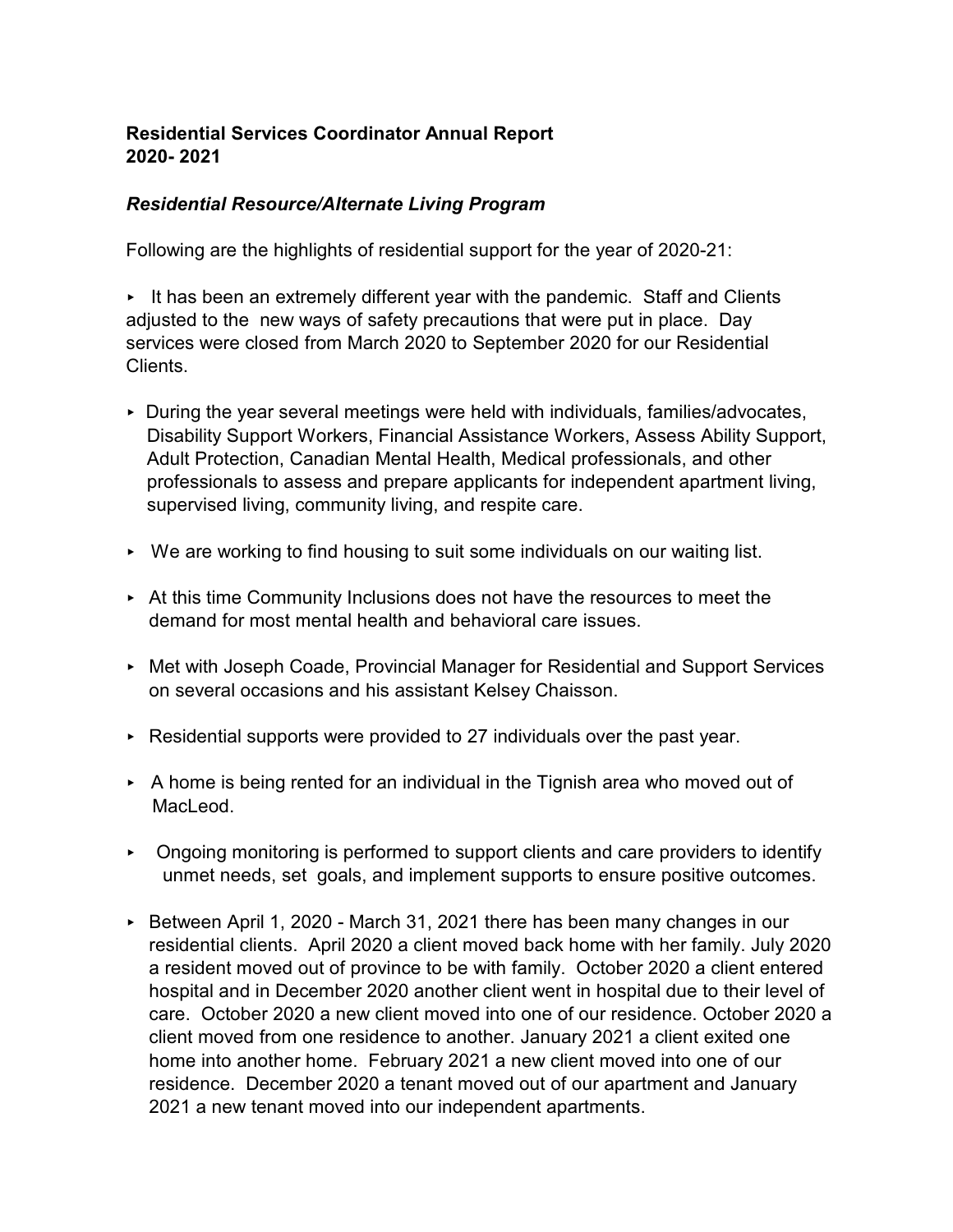**Residential Services Coordinator Annual Report**
**2020- 2021**

***Residential Resource/Alternate Living Program***

Following are the highlights of residential support for the year of 2020-21:

- It has been an extremely different year with the pandemic. Staff and Clients adjusted to the new ways of safety precautions that were put in place. Day services were closed from March 2020 to September 2020 for our Residential Clients.

- During the year several meetings were held with individuals, families/advocates, Disability Support Workers, Financial Assistance Workers, Assess Ability Support, Adult Protection, Canadian Mental Health, Medical professionals, and other professionals to assess and prepare applicants for independent apartment living, supervised living, community living, and respite care.

- We are working to find housing to suit some individuals on our waiting list.

- At this time Community Inclusions does not have the resources to meet the demand for most mental health and behavioral care issues.

- Met with Joseph Coade, Provincial Manager for Residential and Support Services on several occasions and his assistant Kelsey Chaisson.

- Residential supports were provided to 27 individuals over the past year.

- A home is being rented for an individual in the Tignish area who moved out of MacLeod.

- Ongoing monitoring is performed to support clients and care providers to identify unmet needs, set goals, and implement supports to ensure positive outcomes.

- Between April 1, 2020 - March 31, 2021 there has been many changes in our residential clients. April 2020 a client moved back home with her family. July 2020 a resident moved out of province to be with family. October 2020 a client entered hospital and in December 2020 another client went in hospital due to their level of care. October 2020 a new client moved into one of our residence. October 2020 a client moved from one residence to another. January 2021 a client exited one home into another home. February 2021 a new client moved into one of our residence. December 2020 a tenant moved out of our apartment and January 2021 a new tenant moved into our independent apartments.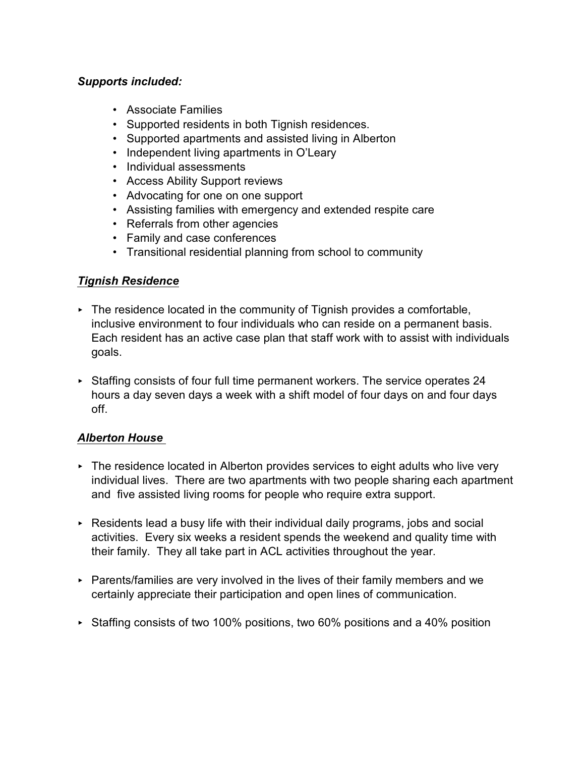***Supports included:***

- Associate Families
- Supported residents in both Tignish residences.
- Supported apartments and assisted living in Alberton
- Independent living apartments in O'Leary
- Individual assessments
- Access Ability Support reviews
- Advocating for one on one support
- Assisting families with emergency and extended respite care
- Referrals from other agencies
- Family and case conferences
- Transitional residential planning from school to community

***<u>Tignish Residence</u>***

- The residence located in the community of Tignish provides a comfortable, inclusive environment to four individuals who can reside on a permanent basis. Each resident has an active case plan that staff work with to assist with individuals goals.

- Staffing consists of four full time permanent workers. The service operates 24 hours a day seven days a week with a shift model of four days on and four days off.

***<u>Alberton House</u>***

- The residence located in Alberton provides services to eight adults who live very individual lives. There are two apartments with two people sharing each apartment and five assisted living rooms for people who require extra support.

- Residents lead a busy life with their individual daily programs, jobs and social activities. Every six weeks a resident spends the weekend and quality time with their family. They all take part in ACL activities throughout the year.

- Parents/families are very involved in the lives of their family members and we certainly appreciate their participation and open lines of communication.

- Staffing consists of two 100% positions, two 60% positions and a 40% position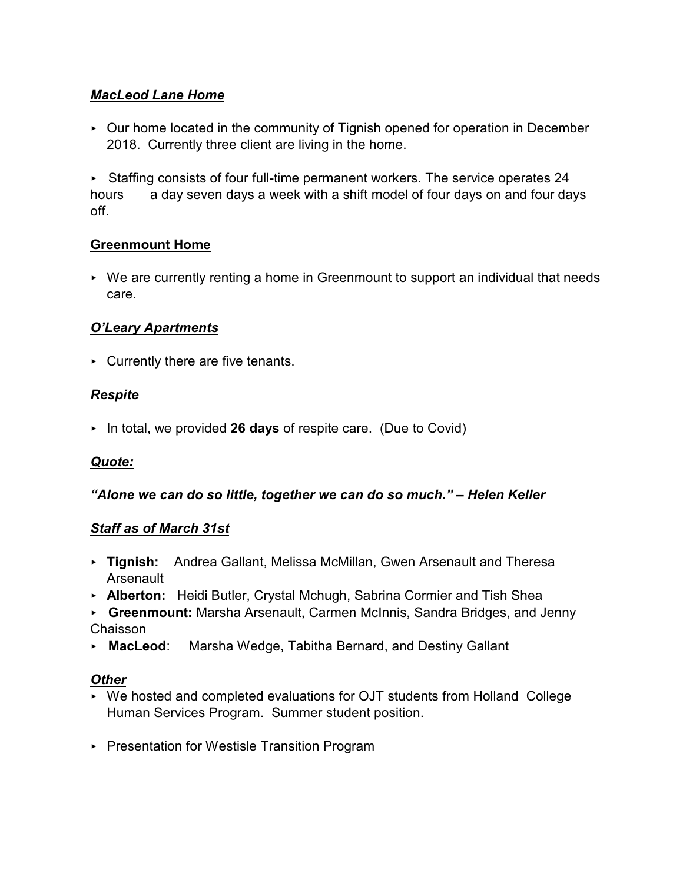### ***MacLeod Lane Home***

- Our home located in the community of Tignish opened for operation in December 2018. Currently three client are living in the home.

- Staffing consists of four full-time permanent workers. The service operates 24 hours a day seven days a week with a shift model of four days on and four days off.

### **Greenmount Home**

- We are currently renting a home in Greenmount to support an individual that needs care.

### ***O'Leary Apartments***

- Currently there are five tenants.

### ***Respite***

- In total, we provided **26 days** of respite care. (Due to Covid)

### ***Quote:***

***"Alone we can do so little, together we can do so much." – Helen Keller***

### ***Staff as of March 31st***

- **Tignish:** Andrea Gallant, Melissa McMillan, Gwen Arsenault and Theresa Arsenault
- **Alberton:** Heidi Butler, Crystal Mchugh, Sabrina Cormier and Tish Shea
- **Greenmount:** Marsha Arsenault, Carmen McInnis, Sandra Bridges, and Jenny Chaisson
- **MacLeod**: Marsha Wedge, Tabitha Bernard, and Destiny Gallant

### ***Other***

- We hosted and completed evaluations for OJT students from Holland College Human Services Program. Summer student position.

- Presentation for Westisle Transition Program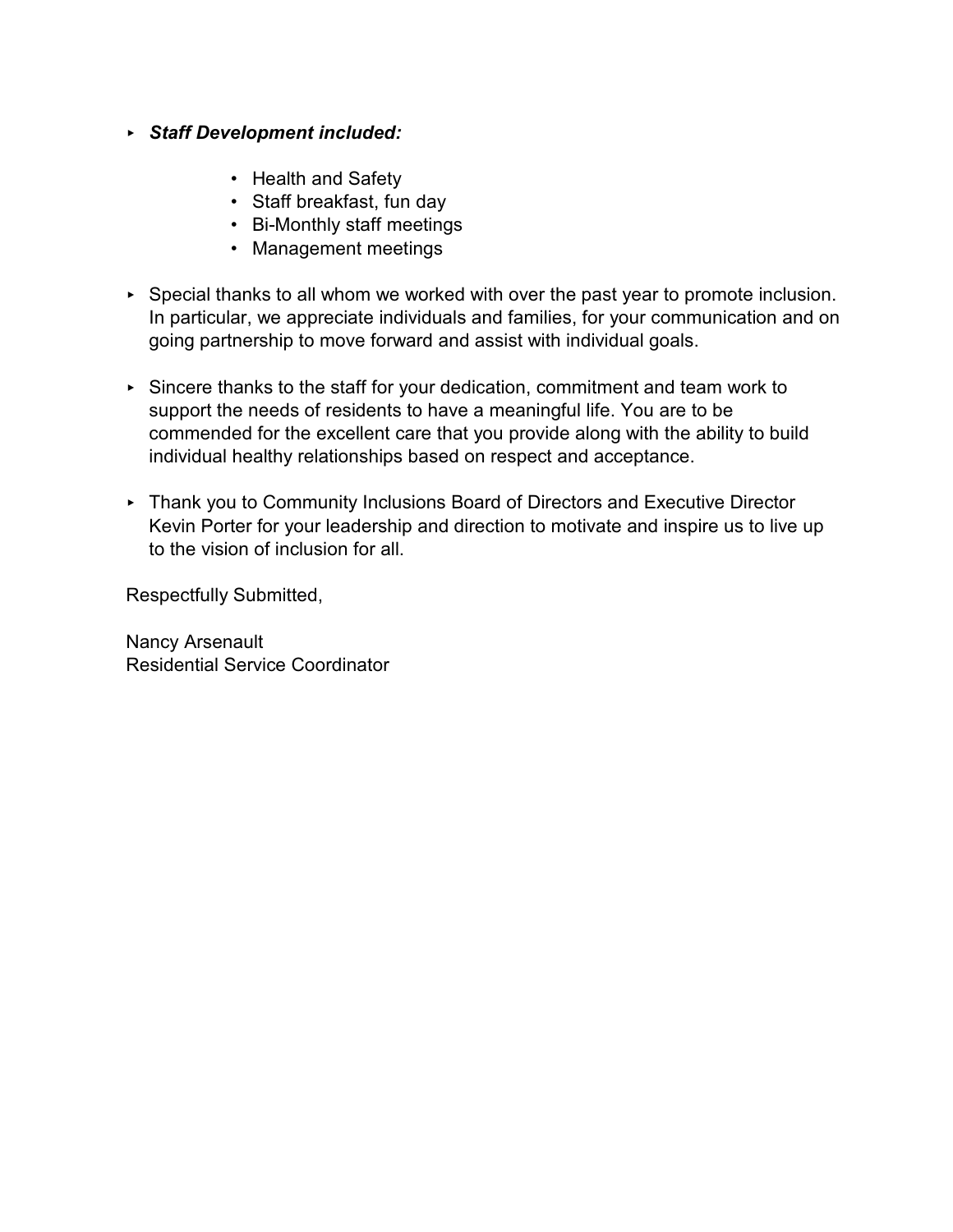- ***Staff Development included:***

    - Health and Safety
    - Staff breakfast, fun day
    - Bi-Monthly staff meetings
    - Management meetings

- Special thanks to all whom we worked with over the past year to promote inclusion. In particular, we appreciate individuals and families, for your communication and on going partnership to move forward and assist with individual goals.

- Sincere thanks to the staff for your dedication, commitment and team work to support the needs of residents to have a meaningful life. You are to be commended for the excellent care that you provide along with the ability to build individual healthy relationships based on respect and acceptance.

- Thank you to Community Inclusions Board of Directors and Executive Director Kevin Porter for your leadership and direction to motivate and inspire us to live up to the vision of inclusion for all.

Respectfully Submitted,

Nancy Arsenault
Residential Service Coordinator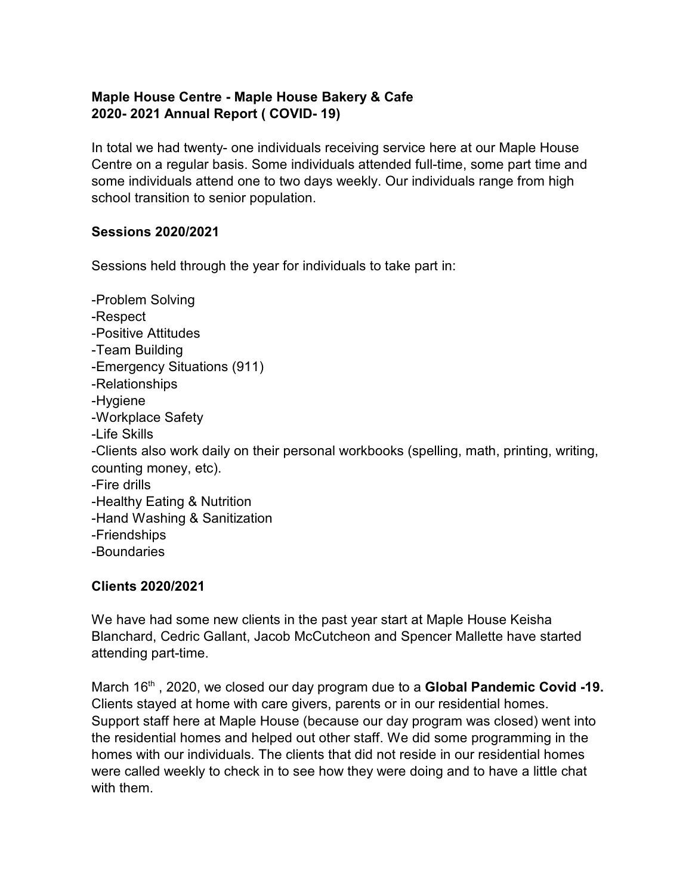**Maple House Centre - Maple House Bakery & Cafe**
**2020- 2021 Annual Report ( COVID- 19)**

In total we had twenty- one individuals receiving service here at our Maple House Centre on a regular basis. Some individuals attended full-time, some part time and some individuals attend one to two days weekly. Our individuals range from high school transition to senior population.

**Sessions 2020/2021**

Sessions held through the year for individuals to take part in:

-Problem Solving
-Respect
-Positive Attitudes
-Team Building
-Emergency Situations (911)
-Relationships
-Hygiene
-Workplace Safety
-Life Skills
-Clients also work daily on their personal workbooks (spelling, math, printing, writing, counting money, etc).
-Fire drills
-Healthy Eating & Nutrition
-Hand Washing & Sanitization
-Friendships
-Boundaries

**Clients 2020/2021**

We have had some new clients in the past year start at Maple House Keisha Blanchard, Cedric Gallant, Jacob McCutcheon and Spencer Mallette have started attending part-time.

March 16th , 2020, we closed our day program due to a **Global Pandemic Covid -19.** Clients stayed at home with care givers, parents or in our residential homes. Support staff here at Maple House (because our day program was closed) went into the residential homes and helped out other staff. We did some programming in the homes with our individuals. The clients that did not reside in our residential homes were called weekly to check in to see how they were doing and to have a little chat with them.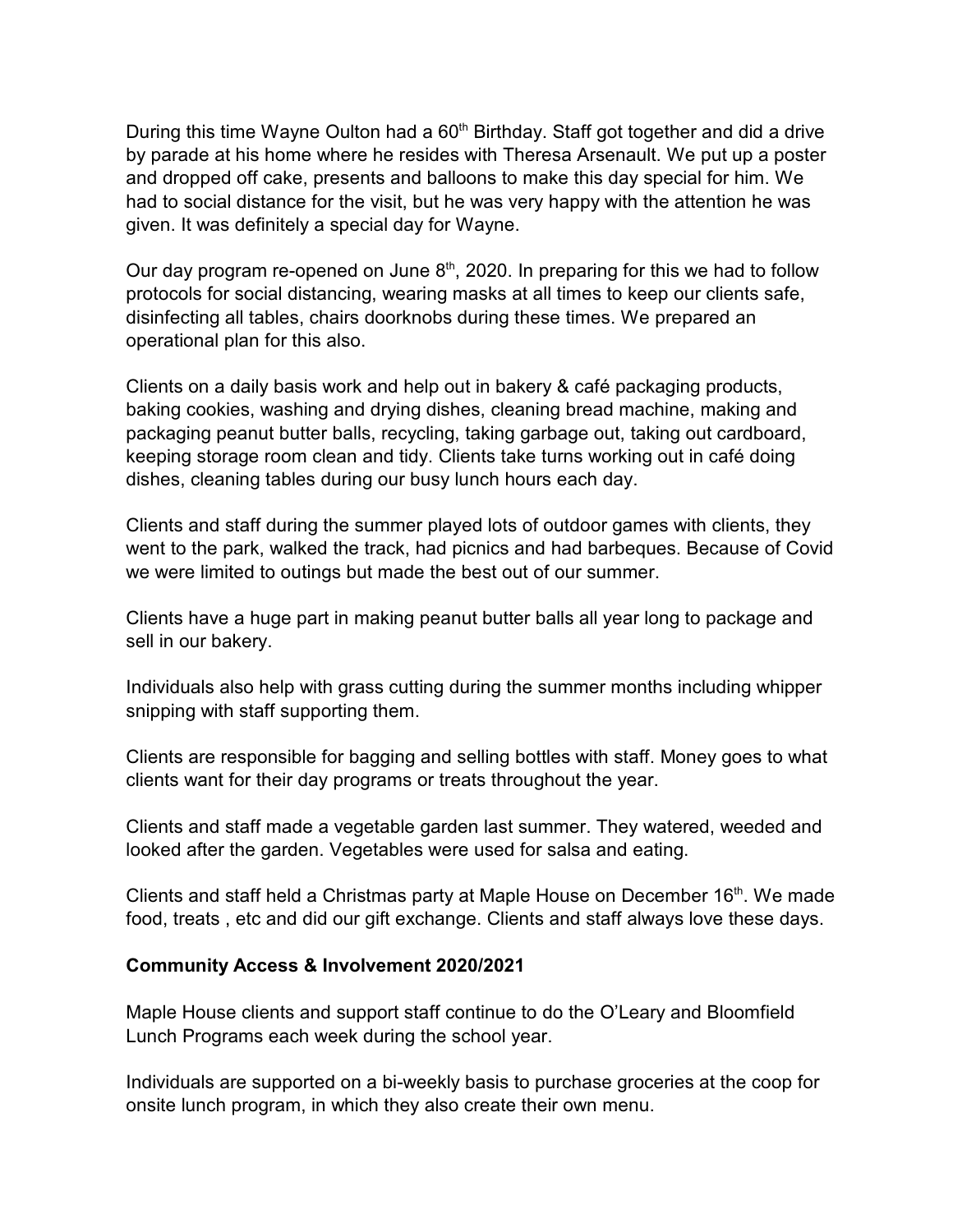During this time Wayne Oulton had a 60th Birthday. Staff got together and did a drive by parade at his home where he resides with Theresa Arsenault. We put up a poster and dropped off cake, presents and balloons to make this day special for him. We had to social distance for the visit, but he was very happy with the attention he was given. It was definitely a special day for Wayne.

Our day program re-opened on June 8th, 2020. In preparing for this we had to follow protocols for social distancing, wearing masks at all times to keep our clients safe, disinfecting all tables, chairs doorknobs during these times. We prepared an operational plan for this also.

Clients on a daily basis work and help out in bakery & café packaging products, baking cookies, washing and drying dishes, cleaning bread machine, making and packaging peanut butter balls, recycling, taking garbage out, taking out cardboard, keeping storage room clean and tidy. Clients take turns working out in café doing dishes, cleaning tables during our busy lunch hours each day.

Clients and staff during the summer played lots of outdoor games with clients, they went to the park, walked the track, had picnics and had barbeques. Because of Covid we were limited to outings but made the best out of our summer.

Clients have a huge part in making peanut butter balls all year long to package and sell in our bakery.

Individuals also help with grass cutting during the summer months including whipper snipping with staff supporting them.

Clients are responsible for bagging and selling bottles with staff. Money goes to what clients want for their day programs or treats throughout the year.

Clients and staff made a vegetable garden last summer. They watered, weeded and looked after the garden. Vegetables were used for salsa and eating.

Clients and staff held a Christmas party at Maple House on December 16th. We made food, treats , etc and did our gift exchange. Clients and staff always love these days.

**Community Access & Involvement 2020/2021**

Maple House clients and support staff continue to do the O'Leary and Bloomfield Lunch Programs each week during the school year.

Individuals are supported on a bi-weekly basis to purchase groceries at the coop for onsite lunch program, in which they also create their own menu.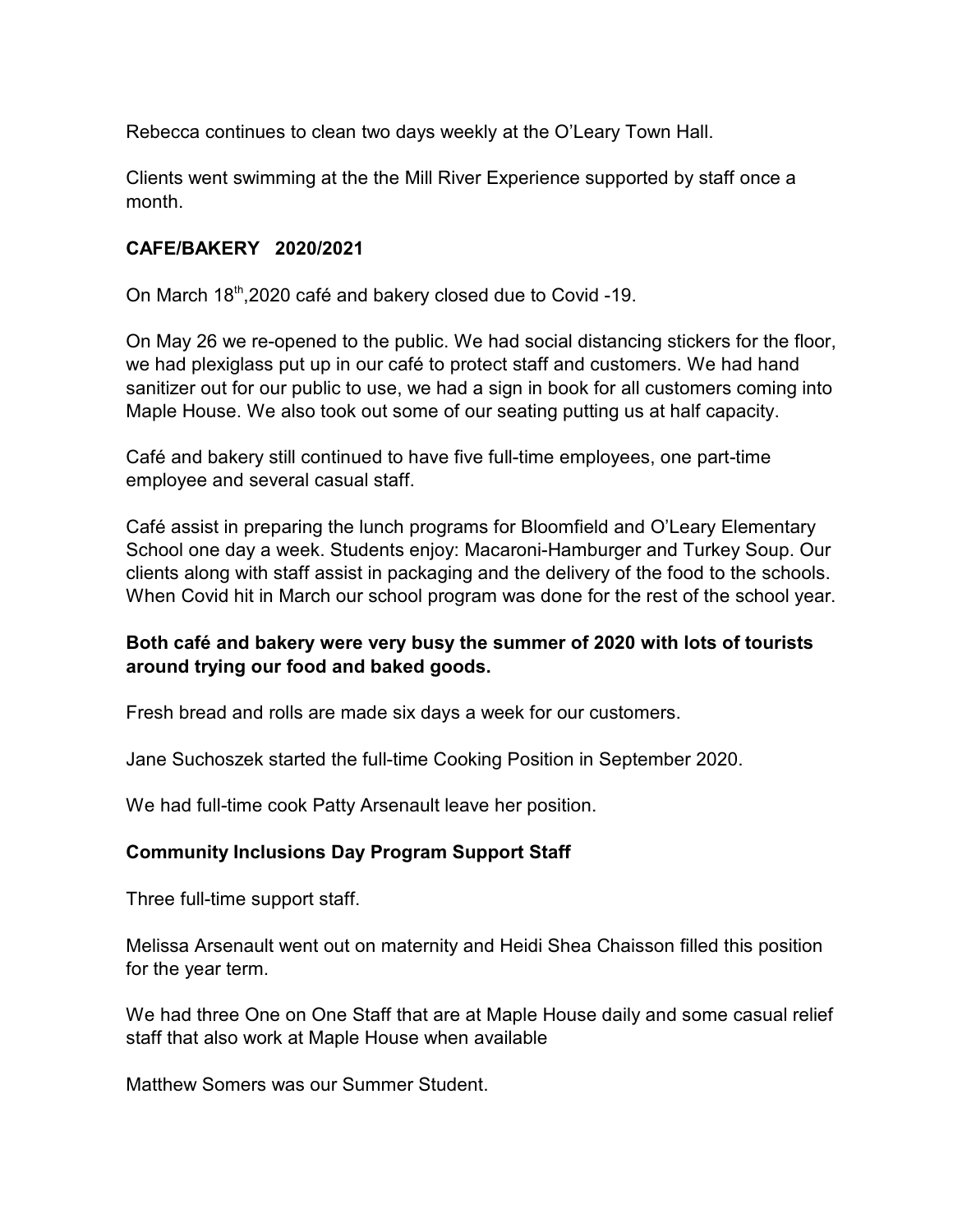Rebecca continues to clean two days weekly at the O'Leary Town Hall.

Clients went swimming at the the Mill River Experience supported by staff once a month.

### CAFE/BAKERY 2020/2021

On March 18th,2020 café and bakery closed due to Covid -19.

On May 26 we re-opened to the public. We had social distancing stickers for the floor, we had plexiglass put up in our café to protect staff and customers. We had hand sanitizer out for our public to use, we had a sign in book for all customers coming into Maple House. We also took out some of our seating putting us at half capacity.

Café and bakery still continued to have five full-time employees, one part-time employee and several casual staff.

Café assist in preparing the lunch programs for Bloomfield and O'Leary Elementary School one day a week. Students enjoy: Macaroni-Hamburger and Turkey Soup. Our clients along with staff assist in packaging and the delivery of the food to the schools. When Covid hit in March our school program was done for the rest of the school year.

**Both café and bakery were very busy the summer of 2020 with lots of tourists around trying our food and baked goods.**

Fresh bread and rolls are made six days a week for our customers.

Jane Suchoszek started the full-time Cooking Position in September 2020.

We had full-time cook Patty Arsenault leave her position.

### Community Inclusions Day Program Support Staff

Three full-time support staff.

Melissa Arsenault went out on maternity and Heidi Shea Chaisson filled this position for the year term.

We had three One on One Staff that are at Maple House daily and some casual relief staff that also work at Maple House when available

Matthew Somers was our Summer Student.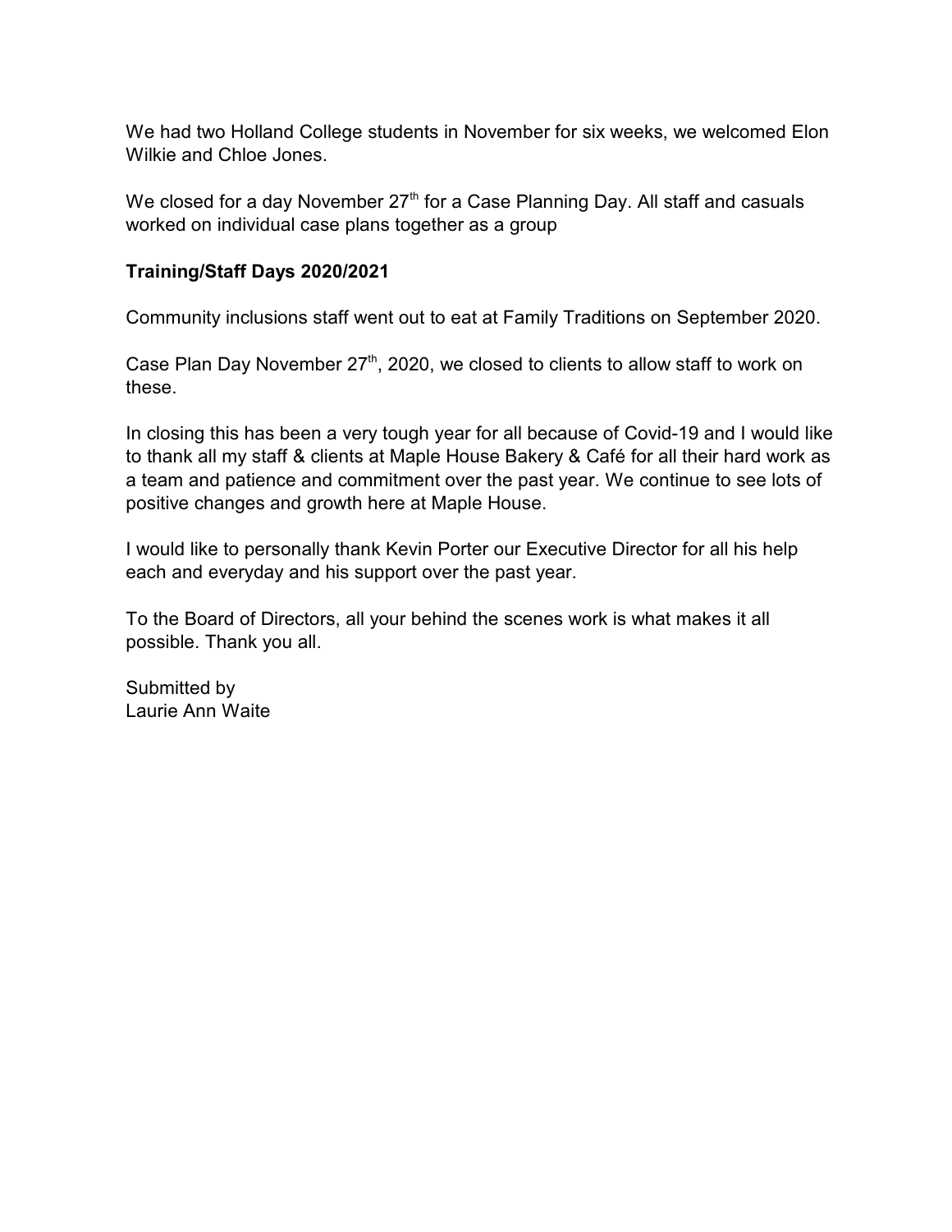We had two Holland College students in November for six weeks, we welcomed Elon Wilkie and Chloe Jones.

We closed for a day November 27th for a Case Planning Day. All staff and casuals worked on individual case plans together as a group

**Training/Staff Days 2020/2021**

Community inclusions staff went out to eat at Family Traditions on September 2020.

Case Plan Day November 27th, 2020, we closed to clients to allow staff to work on these.

In closing this has been a very tough year for all because of Covid-19 and I would like to thank all my staff & clients at Maple House Bakery & Café for all their hard work as a team and patience and commitment over the past year. We continue to see lots of positive changes and growth here at Maple House.

I would like to personally thank Kevin Porter our Executive Director for all his help each and everyday and his support over the past year.

To the Board of Directors, all your behind the scenes work is what makes it all possible. Thank you all.

Submitted by
Laurie Ann Waite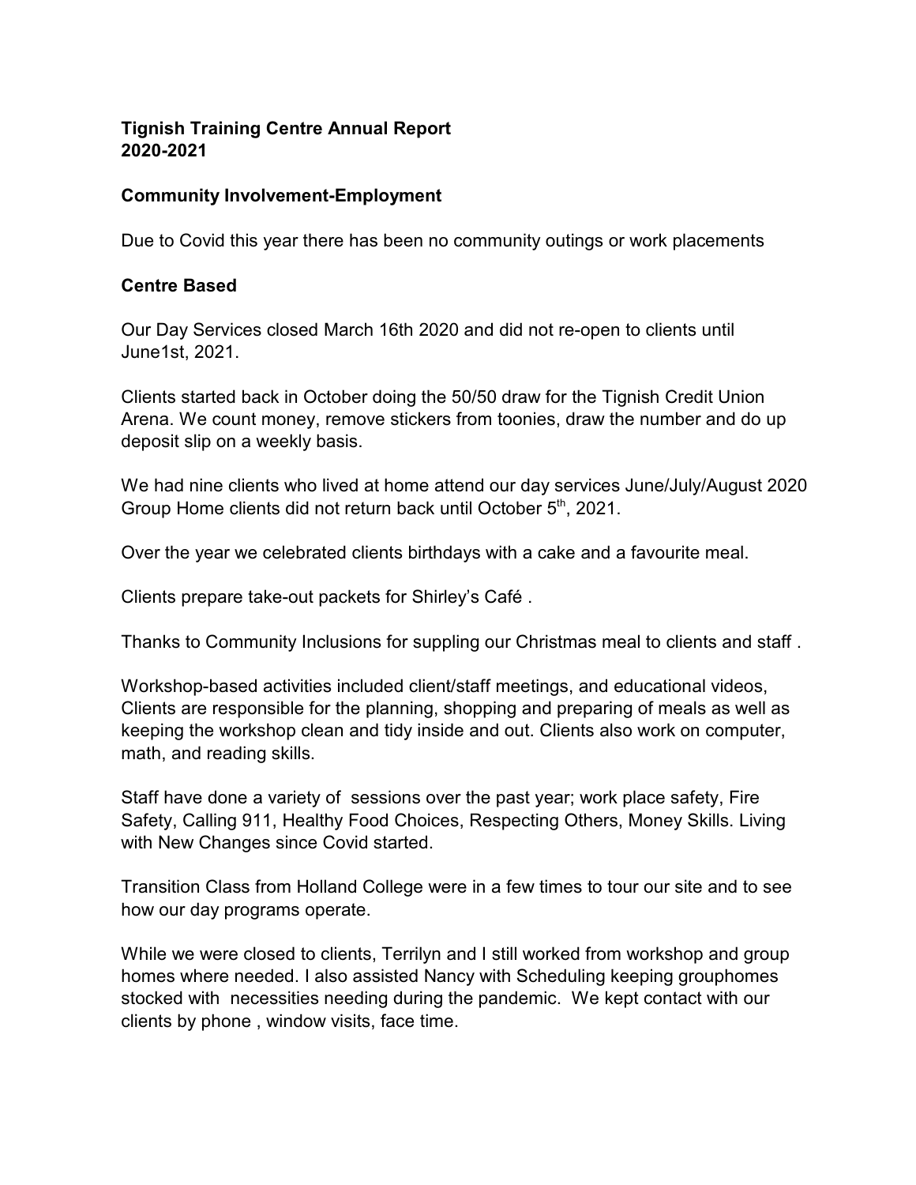**Tignish Training Centre Annual Report**
**2020-2021**

**Community Involvement-Employment**

Due to Covid this year there has been no community outings or work placements

**Centre Based**

Our Day Services closed March 16th 2020 and did not re-open to clients until June1st, 2021.

Clients started back in October doing the 50/50 draw for the Tignish Credit Union Arena. We count money, remove stickers from toonies, draw the number and do up deposit slip on a weekly basis.

We had nine clients who lived at home attend our day services June/July/August 2020 Group Home clients did not return back until October 5th, 2021.

Over the year we celebrated clients birthdays with a cake and a favourite meal.

Clients prepare take-out packets for Shirley's Café .

Thanks to Community Inclusions for suppling our Christmas meal to clients and staff .

Workshop-based activities included client/staff meetings, and educational videos, Clients are responsible for the planning, shopping and preparing of meals as well as keeping the workshop clean and tidy inside and out. Clients also work on computer, math, and reading skills.

Staff have done a variety of sessions over the past year; work place safety, Fire Safety, Calling 911, Healthy Food Choices, Respecting Others, Money Skills. Living with New Changes since Covid started.

Transition Class from Holland College were in a few times to tour our site and to see how our day programs operate.

While we were closed to clients, Terrilyn and I still worked from workshop and group homes where needed. I also assisted Nancy with Scheduling keeping grouphomes stocked with necessities needing during the pandemic. We kept contact with our clients by phone , window visits, face time.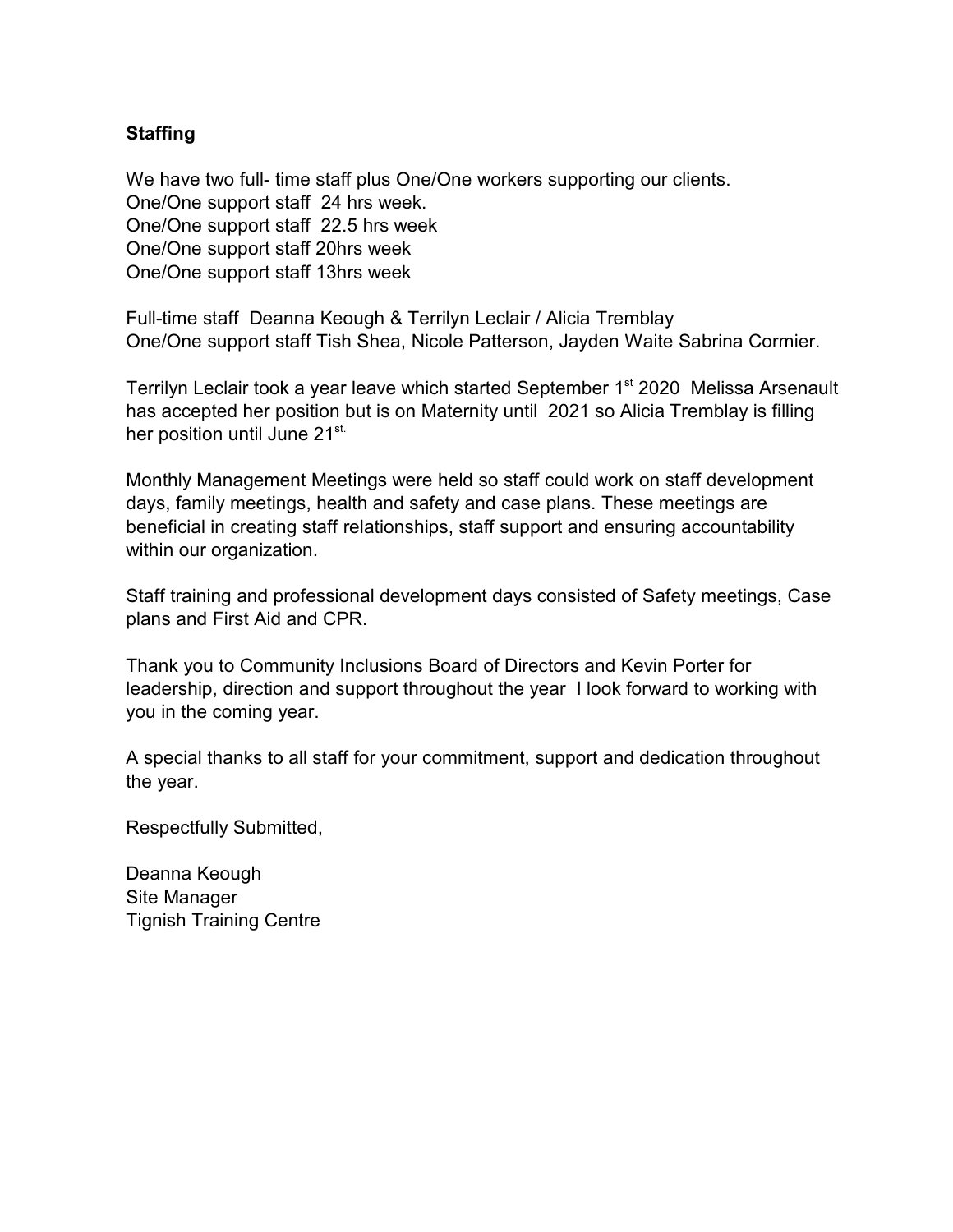**Staffing**

We have two full- time staff plus One/One workers supporting our clients.
One/One support staff 24 hrs week.
One/One support staff 22.5 hrs week
One/One support staff 20hrs week
One/One support staff 13hrs week

Full-time staff Deanna Keough & Terrilyn Leclair / Alicia Tremblay
One/One support staff Tish Shea, Nicole Patterson, Jayden Waite Sabrina Cormier.

Terrilyn Leclair took a year leave which started September 1st 2020 Melissa Arsenault has accepted her position but is on Maternity until 2021 so Alicia Tremblay is filling her position until June 21st.

Monthly Management Meetings were held so staff could work on staff development days, family meetings, health and safety and case plans. These meetings are beneficial in creating staff relationships, staff support and ensuring accountability within our organization.

Staff training and professional development days consisted of Safety meetings, Case plans and First Aid and CPR.

Thank you to Community Inclusions Board of Directors and Kevin Porter for leadership, direction and support throughout the year I look forward to working with you in the coming year.

A special thanks to all staff for your commitment, support and dedication throughout the year.

Respectfully Submitted,

Deanna Keough
Site Manager
Tignish Training Centre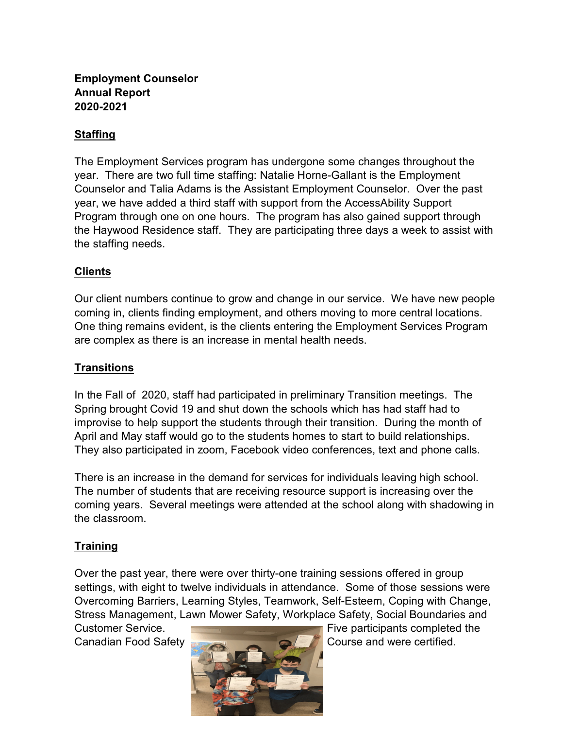**Employment Counselor**
**Annual Report**
**2020-2021**

## Staffing

The Employment Services program has undergone some changes throughout the year. There are two full time staffing: Natalie Horne-Gallant is the Employment Counselor and Talia Adams is the Assistant Employment Counselor. Over the past year, we have added a third staff with support from the AccessAbility Support Program through one on one hours. The program has also gained support through the Haywood Residence staff. They are participating three days a week to assist with the staffing needs.

## Clients

Our client numbers continue to grow and change in our service. We have new people coming in, clients finding employment, and others moving to more central locations. One thing remains evident, is the clients entering the Employment Services Program are complex as there is an increase in mental health needs.

## Transitions

In the Fall of 2020, staff had participated in preliminary Transition meetings. The Spring brought Covid 19 and shut down the schools which has had staff had to improvise to help support the students through their transition. During the month of April and May staff would go to the students homes to start to build relationships. They also participated in zoom, Facebook video conferences, text and phone calls.

There is an increase in the demand for services for individuals leaving high school. The number of students that are receiving resource support is increasing over the coming years. Several meetings were attended at the school along with shadowing in the classroom.

## Training

Over the past year, there were over thirty-one training sessions offered in group settings, with eight to twelve individuals in attendance. Some of those sessions were Overcoming Barriers, Learning Styles, Teamwork, Self-Esteem, Coping with Change, Stress Management, Lawn Mower Safety, Workplace Safety, Social Boundaries and Customer Service. Five participants completed the Canadian Food Safety Course and were certified.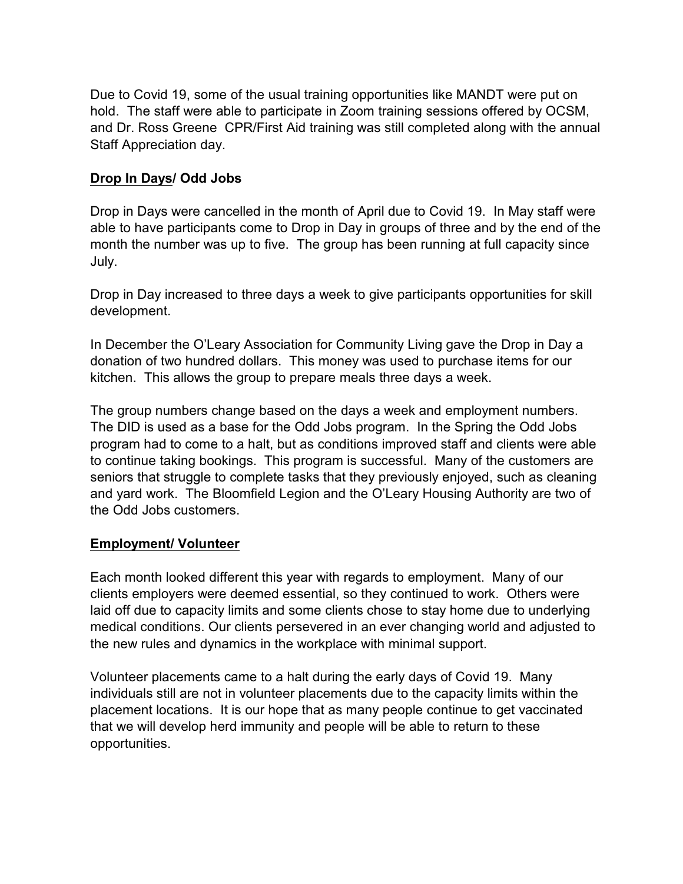Due to Covid 19, some of the usual training opportunities like MANDT were put on hold. The staff were able to participate in Zoom training sessions offered by OCSM, and Dr. Ross Greene CPR/First Aid training was still completed along with the annual Staff Appreciation day.

## **Drop In Days/ Odd Jobs**

Drop in Days were cancelled in the month of April due to Covid 19. In May staff were able to have participants come to Drop in Day in groups of three and by the end of the month the number was up to five. The group has been running at full capacity since July.

Drop in Day increased to three days a week to give participants opportunities for skill development.

In December the O'Leary Association for Community Living gave the Drop in Day a donation of two hundred dollars. This money was used to purchase items for our kitchen. This allows the group to prepare meals three days a week.

The group numbers change based on the days a week and employment numbers. The DID is used as a base for the Odd Jobs program. In the Spring the Odd Jobs program had to come to a halt, but as conditions improved staff and clients were able to continue taking bookings. This program is successful. Many of the customers are seniors that struggle to complete tasks that they previously enjoyed, such as cleaning and yard work. The Bloomfield Legion and the O'Leary Housing Authority are two of the Odd Jobs customers.

## **Employment/ Volunteer**

Each month looked different this year with regards to employment. Many of our clients employers were deemed essential, so they continued to work. Others were laid off due to capacity limits and some clients chose to stay home due to underlying medical conditions. Our clients persevered in an ever changing world and adjusted to the new rules and dynamics in the workplace with minimal support.

Volunteer placements came to a halt during the early days of Covid 19. Many individuals still are not in volunteer placements due to the capacity limits within the placement locations. It is our hope that as many people continue to get vaccinated that we will develop herd immunity and people will be able to return to these opportunities.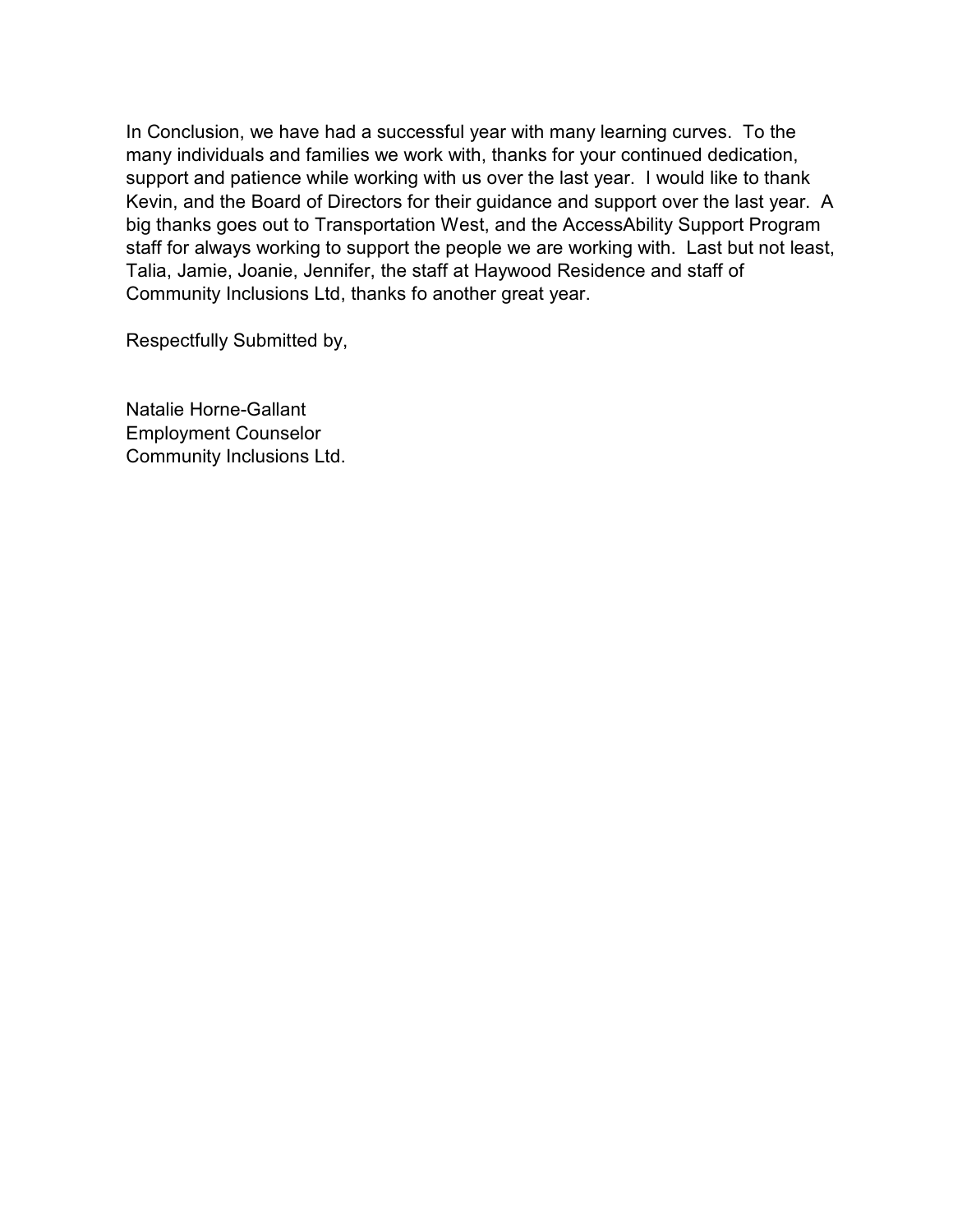In Conclusion, we have had a successful year with many learning curves. To the many individuals and families we work with, thanks for your continued dedication, support and patience while working with us over the last year. I would like to thank Kevin, and the Board of Directors for their guidance and support over the last year. A big thanks goes out to Transportation West, and the AccessAbility Support Program staff for always working to support the people we are working with. Last but not least, Talia, Jamie, Joanie, Jennifer, the staff at Haywood Residence and staff of Community Inclusions Ltd, thanks fo another great year.

Respectfully Submitted by,

Natalie Horne-Gallant  
Employment Counselor  
Community Inclusions Ltd.